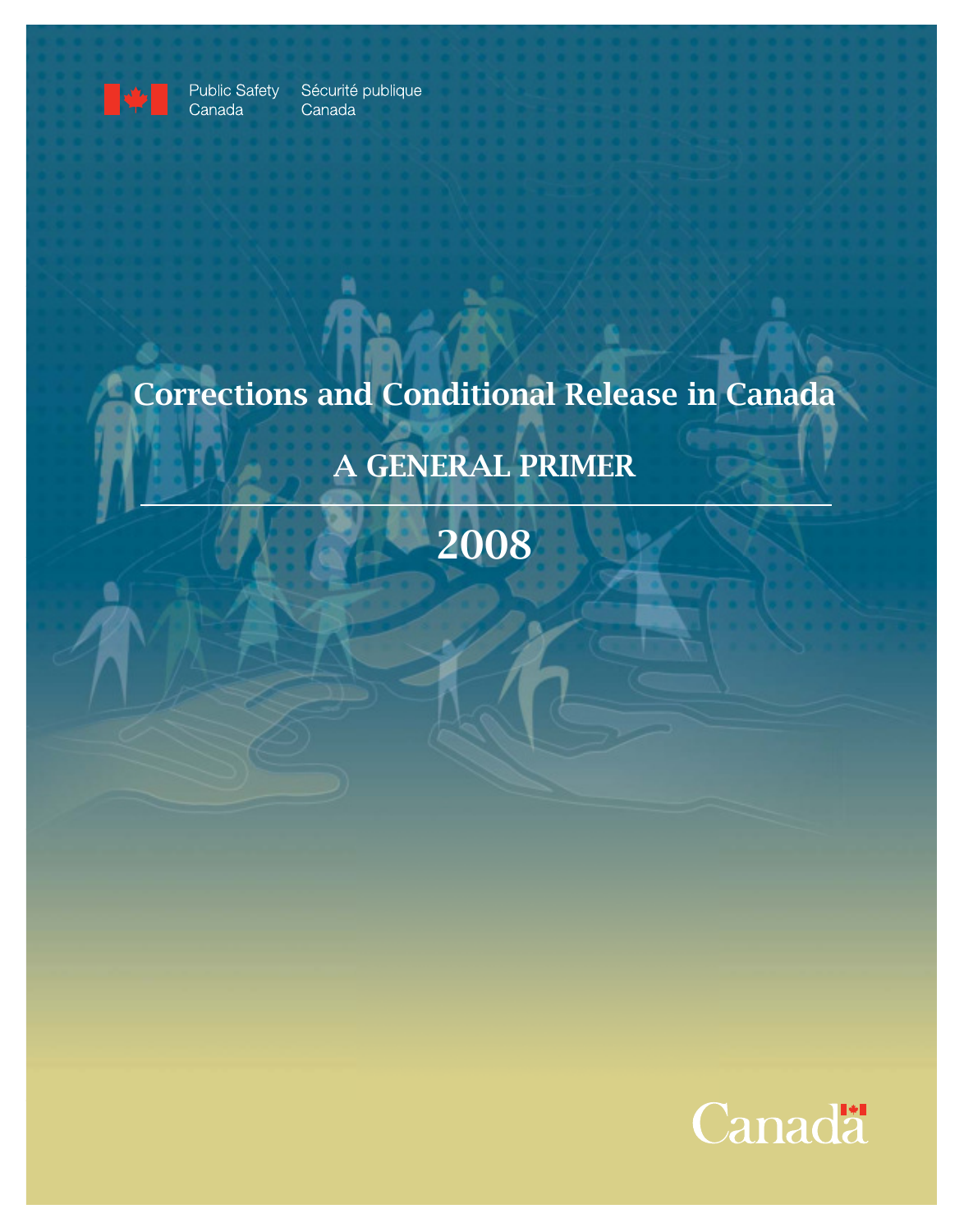Public Safety Canada Sécurité publique Canada

# Corrections and Conditional Release in Canada

## A GENERAL PRIMER

## 2008

Canada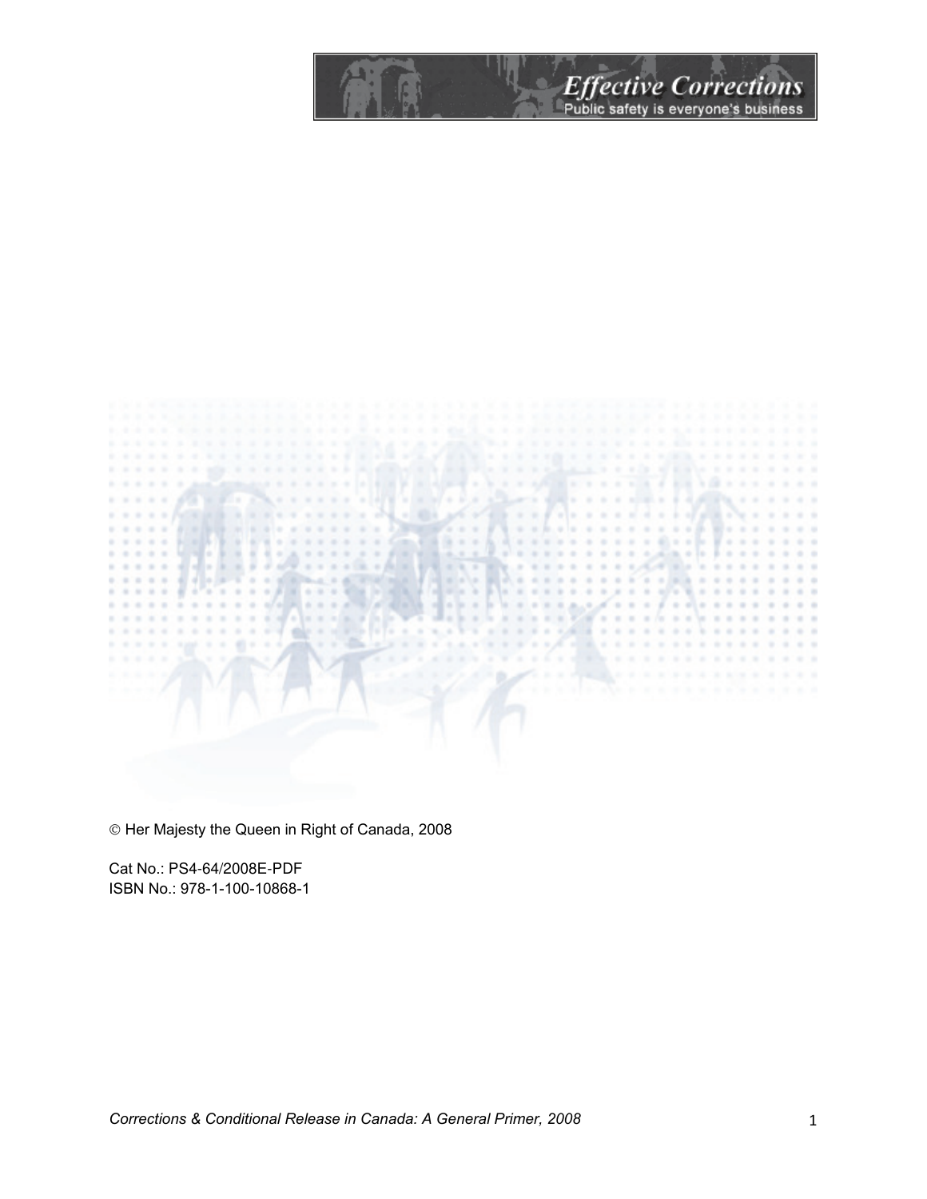© Her Majesty the Queen in Right of Canada, 2008

Cat No.: PS4-64/2008E-PDF
ISBN No.: 978-1-100-10868-1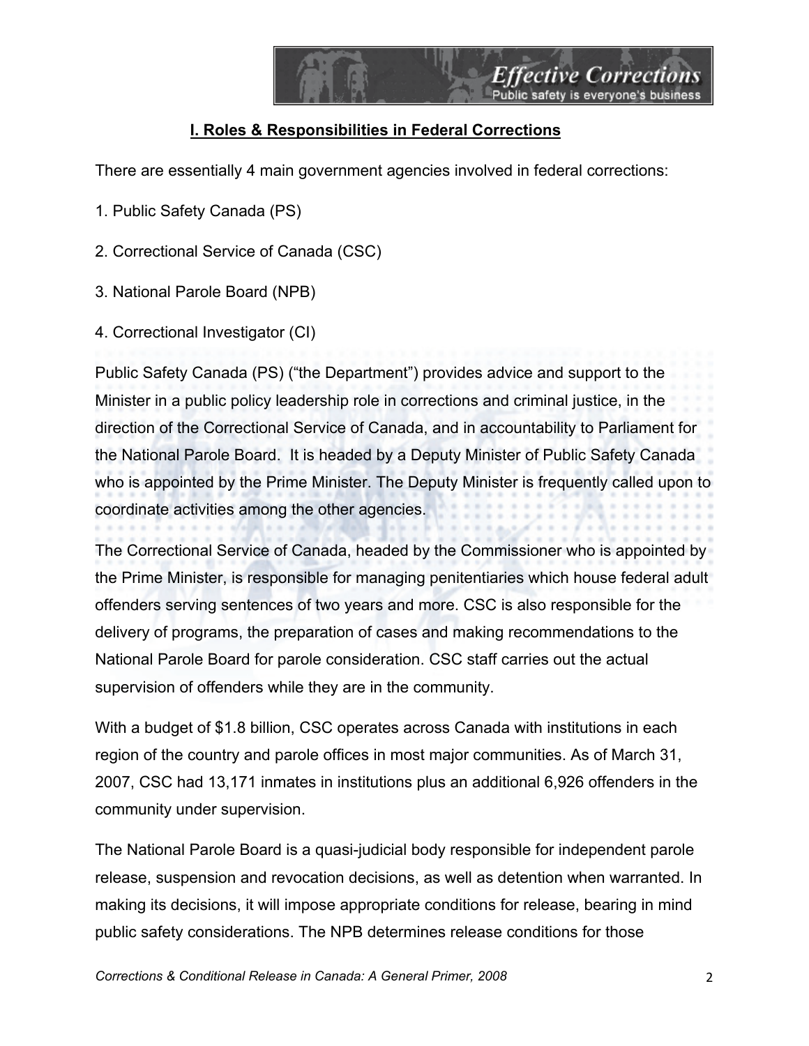## I. Roles & Responsibilities in Federal Corrections

There are essentially 4 main government agencies involved in federal corrections:

1. Public Safety Canada (PS)
2. Correctional Service of Canada (CSC)
3. National Parole Board (NPB)
4. Correctional Investigator (CI)

Public Safety Canada (PS) ("the Department") provides advice and support to the Minister in a public policy leadership role in corrections and criminal justice, in the direction of the Correctional Service of Canada, and in accountability to Parliament for the National Parole Board. It is headed by a Deputy Minister of Public Safety Canada who is appointed by the Prime Minister. The Deputy Minister is frequently called upon to coordinate activities among the other agencies.

The Correctional Service of Canada, headed by the Commissioner who is appointed by the Prime Minister, is responsible for managing penitentiaries which house federal adult offenders serving sentences of two years and more. CSC is also responsible for the delivery of programs, the preparation of cases and making recommendations to the National Parole Board for parole consideration. CSC staff carries out the actual supervision of offenders while they are in the community.

With a budget of $1.8 billion, CSC operates across Canada with institutions in each region of the country and parole offices in most major communities. As of March 31, 2007, CSC had 13,171 inmates in institutions plus an additional 6,926 offenders in the community under supervision.

The National Parole Board is a quasi-judicial body responsible for independent parole release, suspension and revocation decisions, as well as detention when warranted. In making its decisions, it will impose appropriate conditions for release, bearing in mind public safety considerations. The NPB determines release conditions for those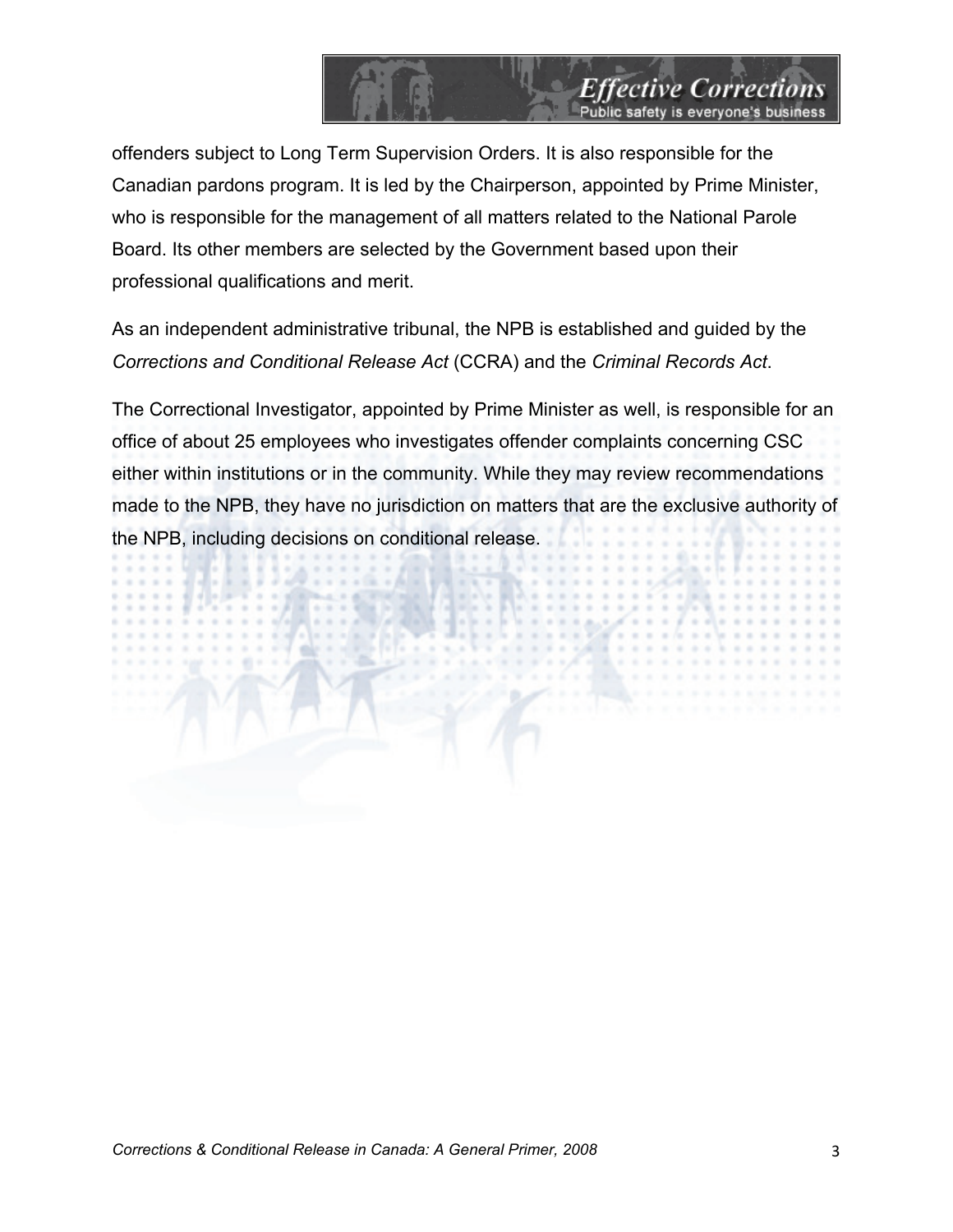offenders subject to Long Term Supervision Orders. It is also responsible for the Canadian pardons program. It is led by the Chairperson, appointed by Prime Minister, who is responsible for the management of all matters related to the National Parole Board. Its other members are selected by the Government based upon their professional qualifications and merit.

As an independent administrative tribunal, the NPB is established and guided by the *Corrections and Conditional Release Act* (CCRA) and the *Criminal Records Act*.

The Correctional Investigator, appointed by Prime Minister as well, is responsible for an office of about 25 employees who investigates offender complaints concerning CSC either within institutions or in the community. While they may review recommendations made to the NPB, they have no jurisdiction on matters that are the exclusive authority of the NPB, including decisions on conditional release.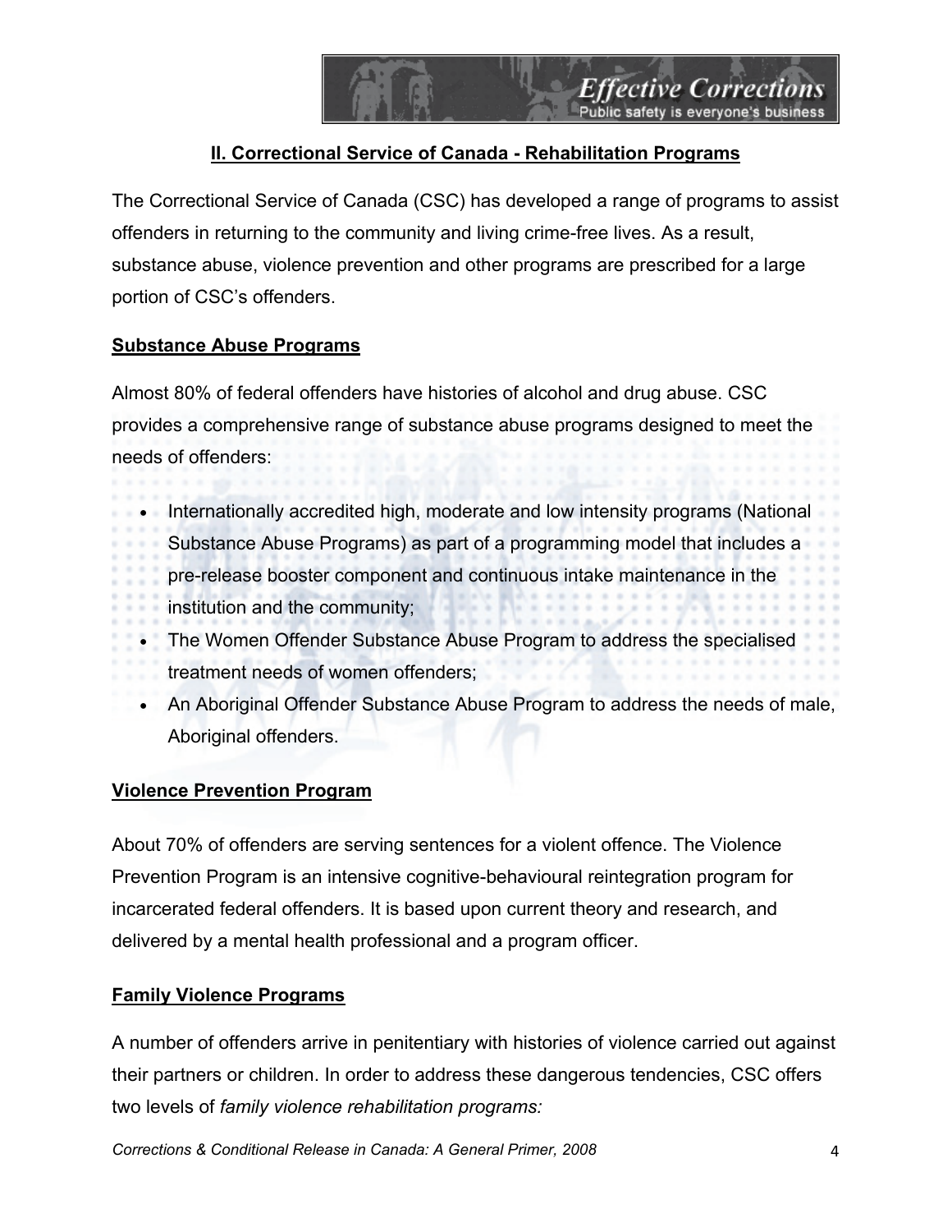## II. Correctional Service of Canada - Rehabilitation Programs

The Correctional Service of Canada (CSC) has developed a range of programs to assist offenders in returning to the community and living crime-free lives. As a result, substance abuse, violence prevention and other programs are prescribed for a large portion of CSC's offenders.

### Substance Abuse Programs

Almost 80% of federal offenders have histories of alcohol and drug abuse. CSC provides a comprehensive range of substance abuse programs designed to meet the needs of offenders:

- Internationally accredited high, moderate and low intensity programs (National Substance Abuse Programs) as part of a programming model that includes a pre-release booster component and continuous intake maintenance in the institution and the community;
- The Women Offender Substance Abuse Program to address the specialised treatment needs of women offenders;
- An Aboriginal Offender Substance Abuse Program to address the needs of male, Aboriginal offenders.

### Violence Prevention Program

About 70% of offenders are serving sentences for a violent offence. The Violence Prevention Program is an intensive cognitive-behavioural reintegration program for incarcerated federal offenders. It is based upon current theory and research, and delivered by a mental health professional and a program officer.

### Family Violence Programs

A number of offenders arrive in penitentiary with histories of violence carried out against their partners or children. In order to address these dangerous tendencies, CSC offers two levels of *family violence rehabilitation programs:*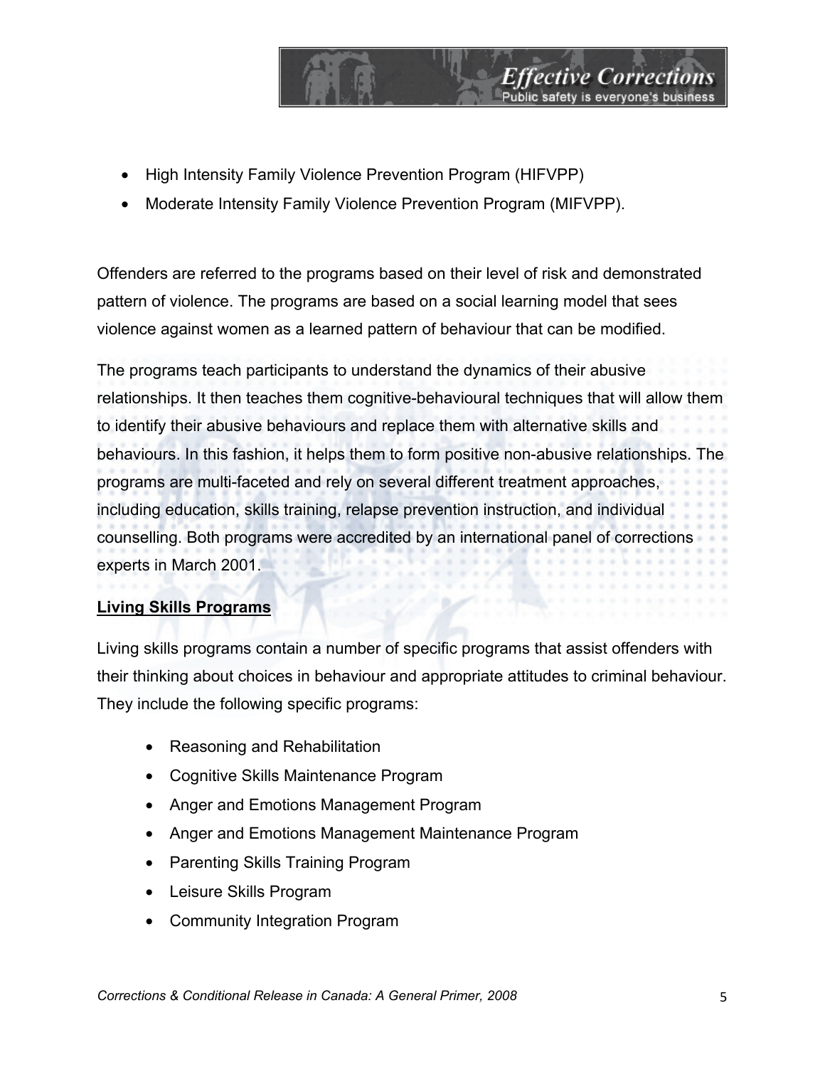- High Intensity Family Violence Prevention Program (HIFVPP)
- Moderate Intensity Family Violence Prevention Program (MIFVPP).

Offenders are referred to the programs based on their level of risk and demonstrated pattern of violence. The programs are based on a social learning model that sees violence against women as a learned pattern of behaviour that can be modified.

The programs teach participants to understand the dynamics of their abusive relationships. It then teaches them cognitive-behavioural techniques that will allow them to identify their abusive behaviours and replace them with alternative skills and behaviours. In this fashion, it helps them to form positive non-abusive relationships. The programs are multi-faceted and rely on several different treatment approaches, including education, skills training, relapse prevention instruction, and individual counselling. Both programs were accredited by an international panel of corrections experts in March 2001.

**Living Skills Programs**

Living skills programs contain a number of specific programs that assist offenders with their thinking about choices in behaviour and appropriate attitudes to criminal behaviour. They include the following specific programs:

- Reasoning and Rehabilitation
- Cognitive Skills Maintenance Program
- Anger and Emotions Management Program
- Anger and Emotions Management Maintenance Program
- Parenting Skills Training Program
- Leisure Skills Program
- Community Integration Program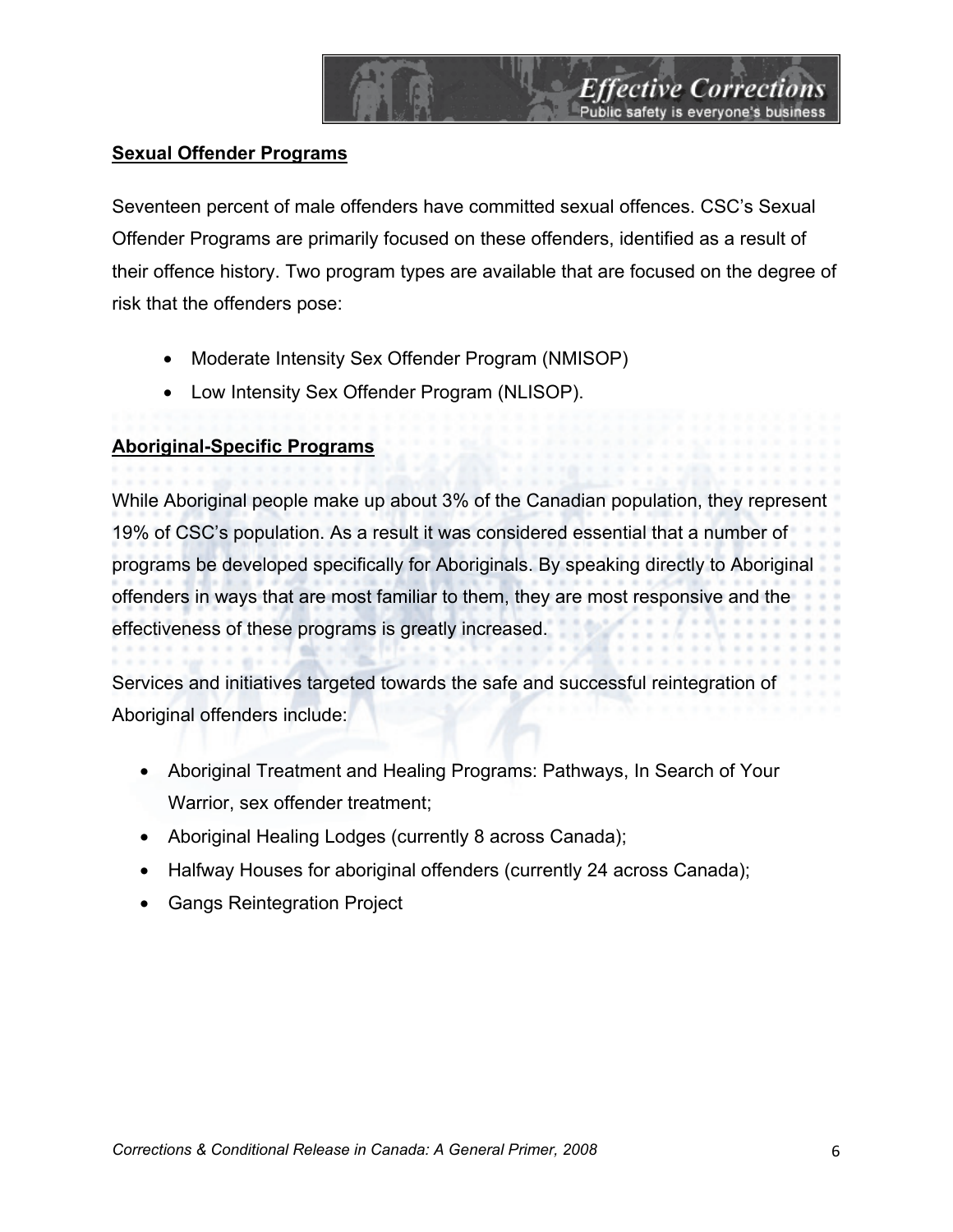## Sexual Offender Programs

Seventeen percent of male offenders have committed sexual offences. CSC's Sexual Offender Programs are primarily focused on these offenders, identified as a result of their offence history. Two program types are available that are focused on the degree of risk that the offenders pose:

- Moderate Intensity Sex Offender Program (NMISOP)
- Low Intensity Sex Offender Program (NLISOP).

## Aboriginal-Specific Programs

While Aboriginal people make up about 3% of the Canadian population, they represent 19% of CSC's population. As a result it was considered essential that a number of programs be developed specifically for Aboriginals. By speaking directly to Aboriginal offenders in ways that are most familiar to them, they are most responsive and the effectiveness of these programs is greatly increased.

Services and initiatives targeted towards the safe and successful reintegration of Aboriginal offenders include:

- Aboriginal Treatment and Healing Programs: Pathways, In Search of Your Warrior, sex offender treatment;
- Aboriginal Healing Lodges (currently 8 across Canada);
- Halfway Houses for aboriginal offenders (currently 24 across Canada);
- Gangs Reintegration Project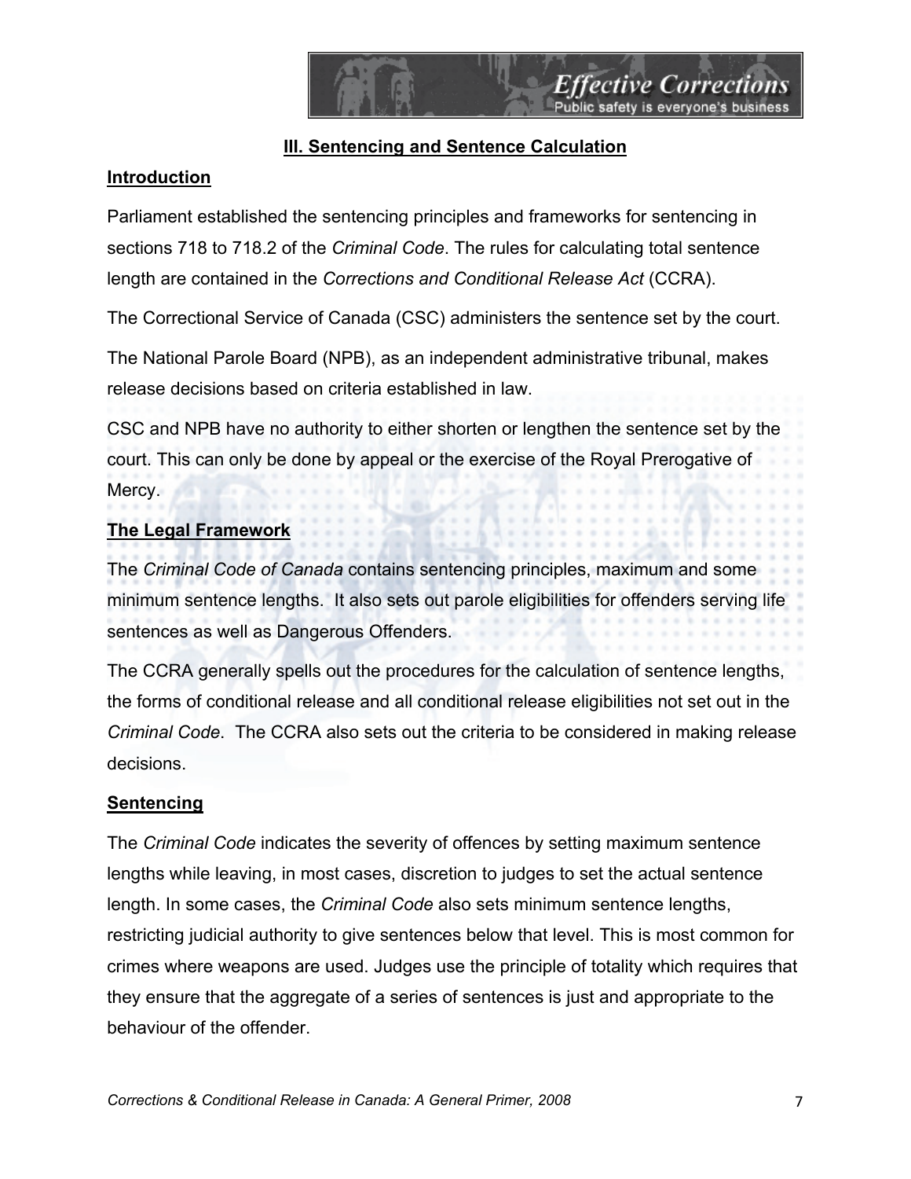## III. Sentencing and Sentence Calculation

### Introduction

Parliament established the sentencing principles and frameworks for sentencing in sections 718 to 718.2 of the *Criminal Code*. The rules for calculating total sentence length are contained in the *Corrections and Conditional Release Act* (CCRA).

The Correctional Service of Canada (CSC) administers the sentence set by the court.

The National Parole Board (NPB), as an independent administrative tribunal, makes release decisions based on criteria established in law.

CSC and NPB have no authority to either shorten or lengthen the sentence set by the court. This can only be done by appeal or the exercise of the Royal Prerogative of Mercy.

### The Legal Framework

The *Criminal Code of Canada* contains sentencing principles, maximum and some minimum sentence lengths. It also sets out parole eligibilities for offenders serving life sentences as well as Dangerous Offenders.

The CCRA generally spells out the procedures for the calculation of sentence lengths, the forms of conditional release and all conditional release eligibilities not set out in the *Criminal Code*. The CCRA also sets out the criteria to be considered in making release decisions.

### Sentencing

The *Criminal Code* indicates the severity of offences by setting maximum sentence lengths while leaving, in most cases, discretion to judges to set the actual sentence length. In some cases, the *Criminal Code* also sets minimum sentence lengths, restricting judicial authority to give sentences below that level. This is most common for crimes where weapons are used. Judges use the principle of totality which requires that they ensure that the aggregate of a series of sentences is just and appropriate to the behaviour of the offender.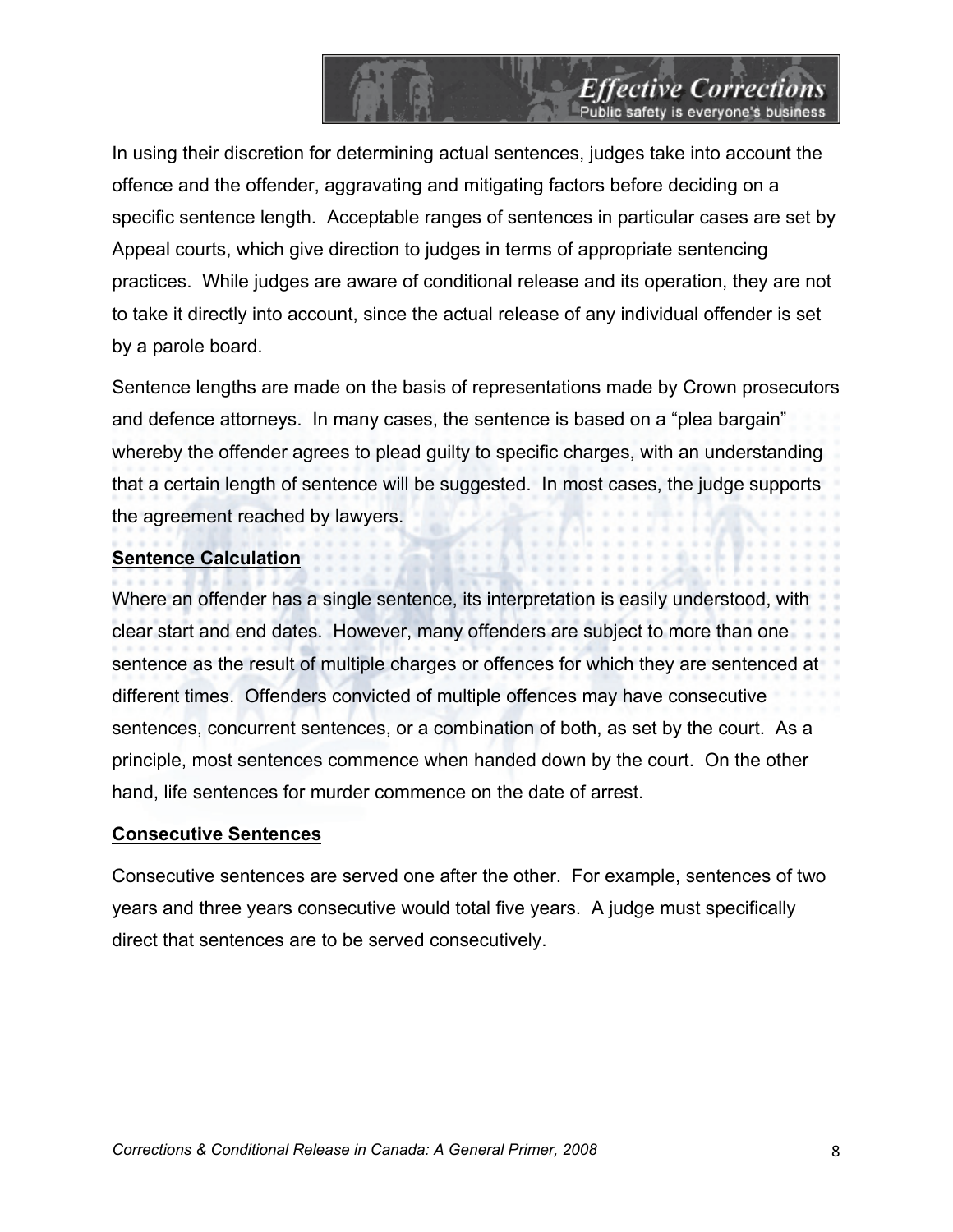In using their discretion for determining actual sentences, judges take into account the offence and the offender, aggravating and mitigating factors before deciding on a specific sentence length. Acceptable ranges of sentences in particular cases are set by Appeal courts, which give direction to judges in terms of appropriate sentencing practices. While judges are aware of conditional release and its operation, they are not to take it directly into account, since the actual release of any individual offender is set by a parole board.

Sentence lengths are made on the basis of representations made by Crown prosecutors and defence attorneys. In many cases, the sentence is based on a "plea bargain" whereby the offender agrees to plead guilty to specific charges, with an understanding that a certain length of sentence will be suggested. In most cases, the judge supports the agreement reached by lawyers.

## Sentence Calculation

Where an offender has a single sentence, its interpretation is easily understood, with clear start and end dates. However, many offenders are subject to more than one sentence as the result of multiple charges or offences for which they are sentenced at different times. Offenders convicted of multiple offences may have consecutive sentences, concurrent sentences, or a combination of both, as set by the court. As a principle, most sentences commence when handed down by the court. On the other hand, life sentences for murder commence on the date of arrest.

## Consecutive Sentences

Consecutive sentences are served one after the other. For example, sentences of two years and three years consecutive would total five years. A judge must specifically direct that sentences are to be served consecutively.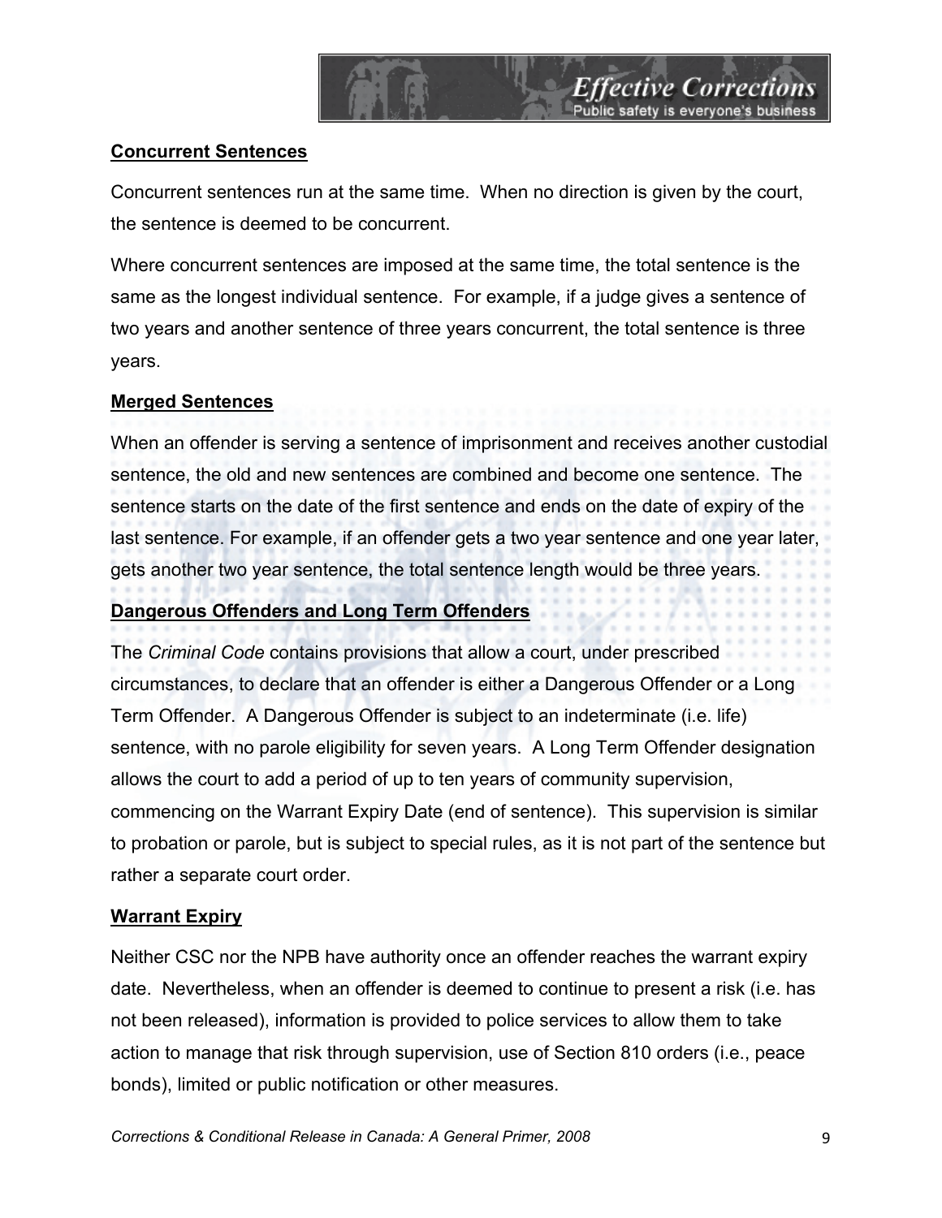## Concurrent Sentences

Concurrent sentences run at the same time. When no direction is given by the court, the sentence is deemed to be concurrent.

Where concurrent sentences are imposed at the same time, the total sentence is the same as the longest individual sentence. For example, if a judge gives a sentence of two years and another sentence of three years concurrent, the total sentence is three years.

## Merged Sentences

When an offender is serving a sentence of imprisonment and receives another custodial sentence, the old and new sentences are combined and become one sentence. The sentence starts on the date of the first sentence and ends on the date of expiry of the last sentence. For example, if an offender gets a two year sentence and one year later, gets another two year sentence, the total sentence length would be three years.

## Dangerous Offenders and Long Term Offenders

The *Criminal Code* contains provisions that allow a court, under prescribed circumstances, to declare that an offender is either a Dangerous Offender or a Long Term Offender. A Dangerous Offender is subject to an indeterminate (i.e. life) sentence, with no parole eligibility for seven years. A Long Term Offender designation allows the court to add a period of up to ten years of community supervision, commencing on the Warrant Expiry Date (end of sentence). This supervision is similar to probation or parole, but is subject to special rules, as it is not part of the sentence but rather a separate court order.

## Warrant Expiry

Neither CSC nor the NPB have authority once an offender reaches the warrant expiry date. Nevertheless, when an offender is deemed to continue to present a risk (i.e. has not been released), information is provided to police services to allow them to take action to manage that risk through supervision, use of Section 810 orders (i.e., peace bonds), limited or public notification or other measures.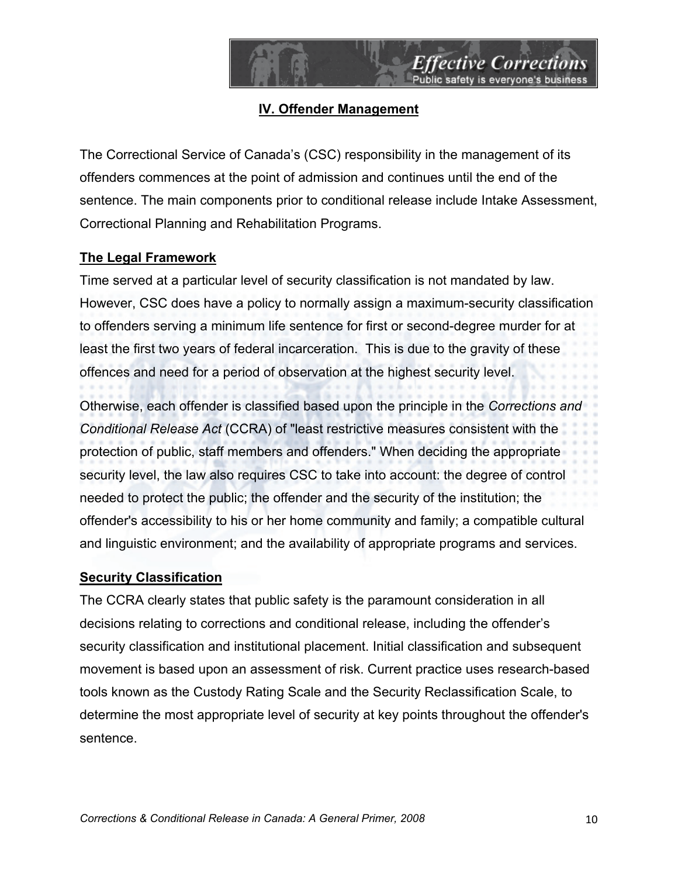## IV. Offender Management

The Correctional Service of Canada's (CSC) responsibility in the management of its offenders commences at the point of admission and continues until the end of the sentence. The main components prior to conditional release include Intake Assessment, Correctional Planning and Rehabilitation Programs.

### The Legal Framework

Time served at a particular level of security classification is not mandated by law. However, CSC does have a policy to normally assign a maximum-security classification to offenders serving a minimum life sentence for first or second-degree murder for at least the first two years of federal incarceration. This is due to the gravity of these offences and need for a period of observation at the highest security level.

Otherwise, each offender is classified based upon the principle in the *Corrections and Conditional Release Act* (CCRA) of "least restrictive measures consistent with the protection of public, staff members and offenders." When deciding the appropriate security level, the law also requires CSC to take into account: the degree of control needed to protect the public; the offender and the security of the institution; the offender's accessibility to his or her home community and family; a compatible cultural and linguistic environment; and the availability of appropriate programs and services.

### Security Classification

The CCRA clearly states that public safety is the paramount consideration in all decisions relating to corrections and conditional release, including the offender's security classification and institutional placement. Initial classification and subsequent movement is based upon an assessment of risk. Current practice uses research-based tools known as the Custody Rating Scale and the Security Reclassification Scale, to determine the most appropriate level of security at key points throughout the offender's sentence.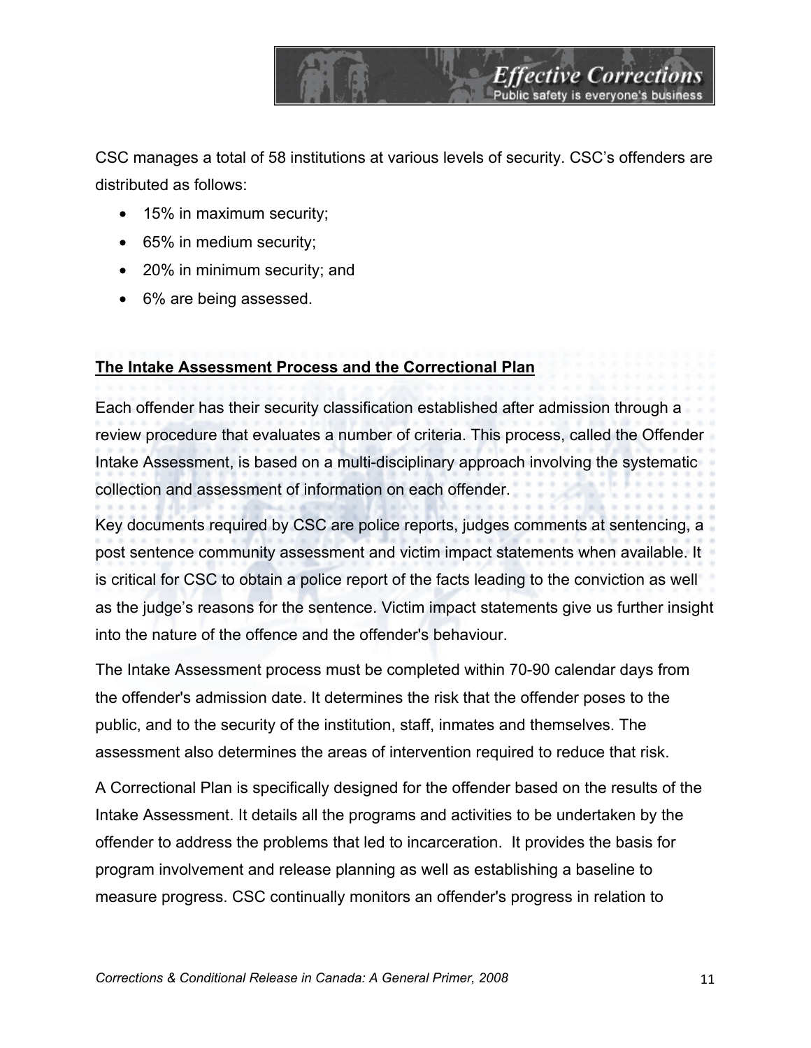CSC manages a total of 58 institutions at various levels of security. CSC's offenders are distributed as follows:

- 15% in maximum security;
- 65% in medium security;
- 20% in minimum security; and
- 6% are being assessed.

**The Intake Assessment Process and the Correctional Plan**

Each offender has their security classification established after admission through a review procedure that evaluates a number of criteria. This process, called the Offender Intake Assessment, is based on a multi-disciplinary approach involving the systematic collection and assessment of information on each offender.

Key documents required by CSC are police reports, judges comments at sentencing, a post sentence community assessment and victim impact statements when available. It is critical for CSC to obtain a police report of the facts leading to the conviction as well as the judge's reasons for the sentence. Victim impact statements give us further insight into the nature of the offence and the offender's behaviour.

The Intake Assessment process must be completed within 70-90 calendar days from the offender's admission date. It determines the risk that the offender poses to the public, and to the security of the institution, staff, inmates and themselves. The assessment also determines the areas of intervention required to reduce that risk.

A Correctional Plan is specifically designed for the offender based on the results of the Intake Assessment. It details all the programs and activities to be undertaken by the offender to address the problems that led to incarceration. It provides the basis for program involvement and release planning as well as establishing a baseline to measure progress. CSC continually monitors an offender's progress in relation to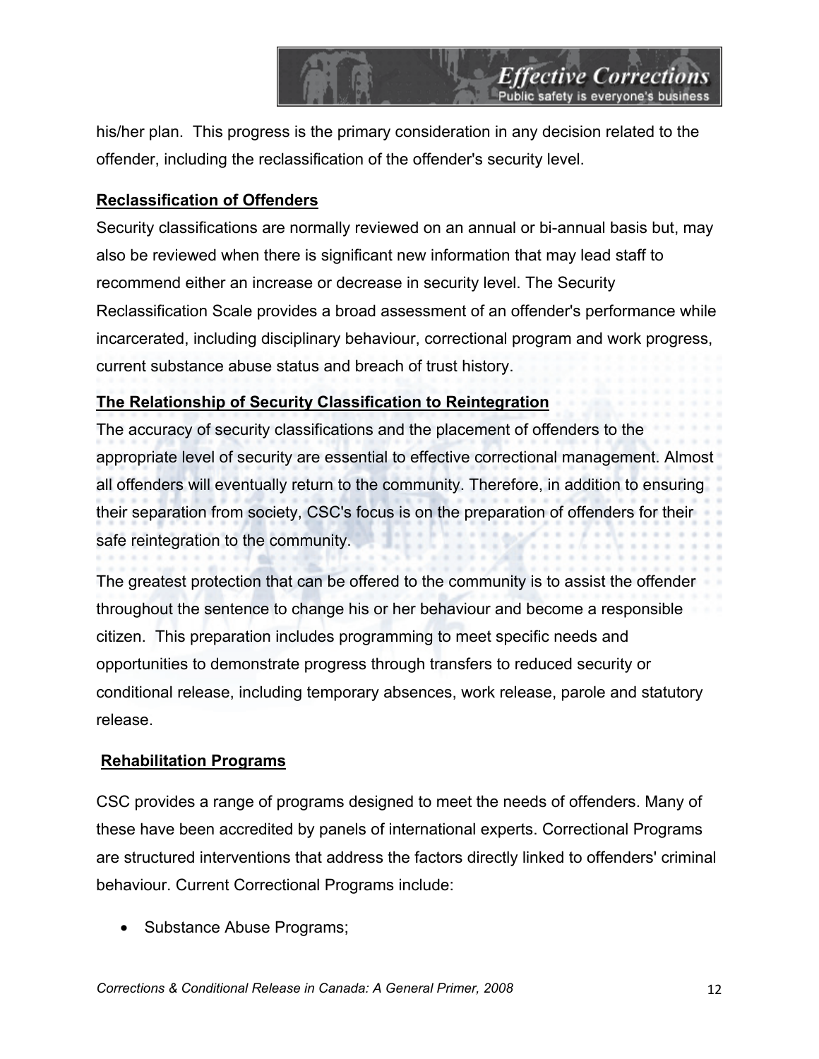his/her plan. This progress is the primary consideration in any decision related to the offender, including the reclassification of the offender's security level.

**Reclassification of Offenders**

Security classifications are normally reviewed on an annual or bi-annual basis but, may also be reviewed when there is significant new information that may lead staff to recommend either an increase or decrease in security level. The Security Reclassification Scale provides a broad assessment of an offender's performance while incarcerated, including disciplinary behaviour, correctional program and work progress, current substance abuse status and breach of trust history.

**The Relationship of Security Classification to Reintegration**

The accuracy of security classifications and the placement of offenders to the appropriate level of security are essential to effective correctional management. Almost all offenders will eventually return to the community. Therefore, in addition to ensuring their separation from society, CSC's focus is on the preparation of offenders for their safe reintegration to the community.

The greatest protection that can be offered to the community is to assist the offender throughout the sentence to change his or her behaviour and become a responsible citizen. This preparation includes programming to meet specific needs and opportunities to demonstrate progress through transfers to reduced security or conditional release, including temporary absences, work release, parole and statutory release.

**Rehabilitation Programs**

CSC provides a range of programs designed to meet the needs of offenders. Many of these have been accredited by panels of international experts. Correctional Programs are structured interventions that address the factors directly linked to offenders' criminal behaviour. Current Correctional Programs include:

- Substance Abuse Programs;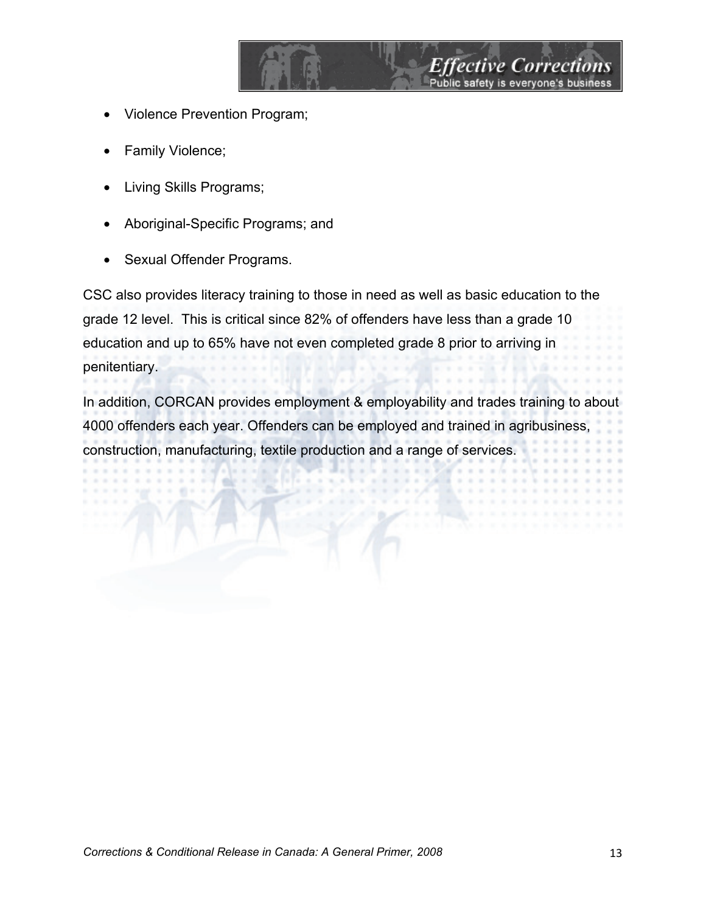- Violence Prevention Program;
- Family Violence;
- Living Skills Programs;
- Aboriginal-Specific Programs; and
- Sexual Offender Programs.

CSC also provides literacy training to those in need as well as basic education to the grade 12 level. This is critical since 82% of offenders have less than a grade 10 education and up to 65% have not even completed grade 8 prior to arriving in penitentiary.

In addition, CORCAN provides employment & employability and trades training to about 4000 offenders each year. Offenders can be employed and trained in agribusiness, construction, manufacturing, textile production and a range of services.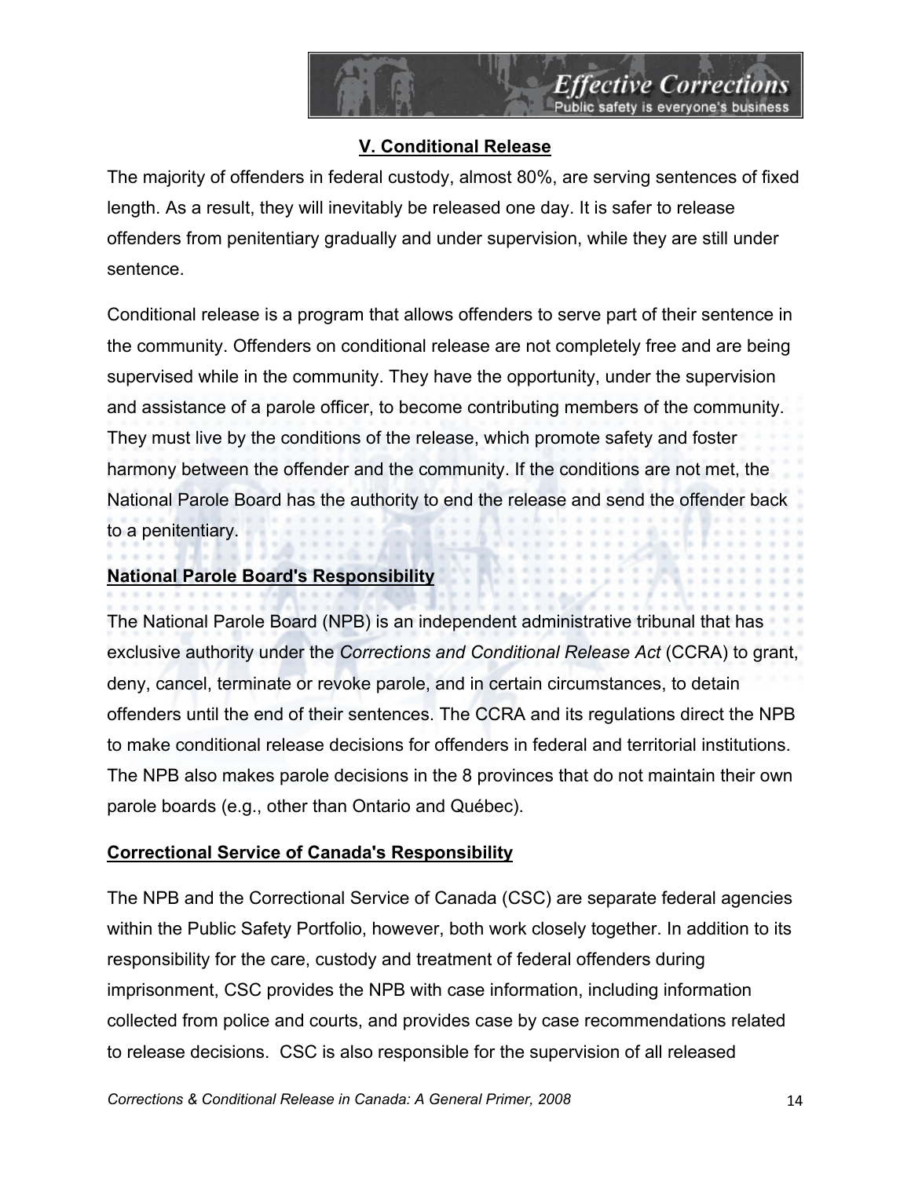## V. Conditional Release

The majority of offenders in federal custody, almost 80%, are serving sentences of fixed length. As a result, they will inevitably be released one day. It is safer to release offenders from penitentiary gradually and under supervision, while they are still under sentence.

Conditional release is a program that allows offenders to serve part of their sentence in the community. Offenders on conditional release are not completely free and are being supervised while in the community. They have the opportunity, under the supervision and assistance of a parole officer, to become contributing members of the community. They must live by the conditions of the release, which promote safety and foster harmony between the offender and the community. If the conditions are not met, the National Parole Board has the authority to end the release and send the offender back to a penitentiary.

### National Parole Board's Responsibility

The National Parole Board (NPB) is an independent administrative tribunal that has exclusive authority under the *Corrections and Conditional Release Act* (CCRA) to grant, deny, cancel, terminate or revoke parole, and in certain circumstances, to detain offenders until the end of their sentences. The CCRA and its regulations direct the NPB to make conditional release decisions for offenders in federal and territorial institutions. The NPB also makes parole decisions in the 8 provinces that do not maintain their own parole boards (e.g., other than Ontario and Québec).

### Correctional Service of Canada's Responsibility

The NPB and the Correctional Service of Canada (CSC) are separate federal agencies within the Public Safety Portfolio, however, both work closely together. In addition to its responsibility for the care, custody and treatment of federal offenders during imprisonment, CSC provides the NPB with case information, including information collected from police and courts, and provides case by case recommendations related to release decisions. CSC is also responsible for the supervision of all released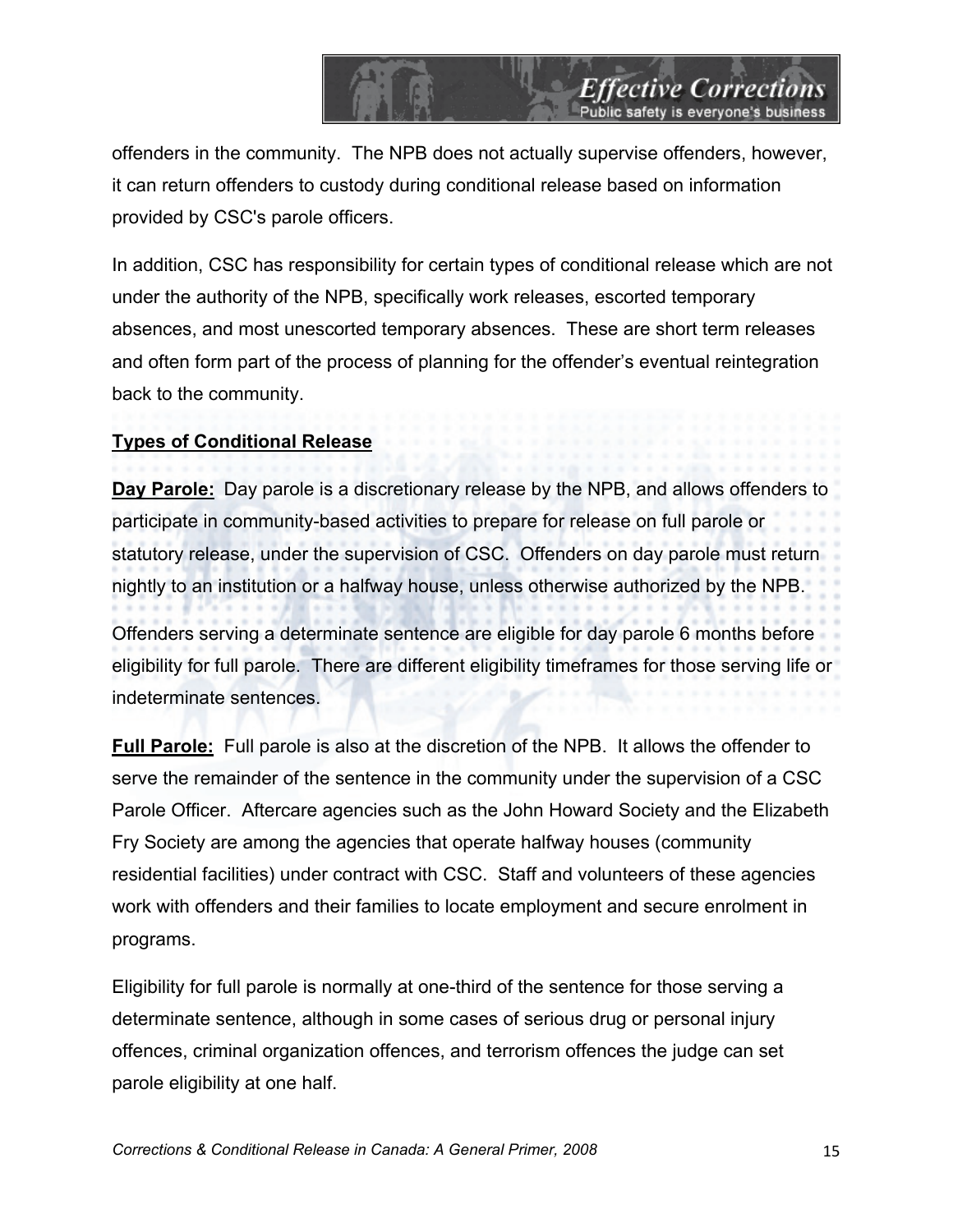offenders in the community. The NPB does not actually supervise offenders, however, it can return offenders to custody during conditional release based on information provided by CSC's parole officers.

In addition, CSC has responsibility for certain types of conditional release which are not under the authority of the NPB, specifically work releases, escorted temporary absences, and most unescorted temporary absences. These are short term releases and often form part of the process of planning for the offender's eventual reintegration back to the community.

**Types of Conditional Release**

**Day Parole:** Day parole is a discretionary release by the NPB, and allows offenders to participate in community-based activities to prepare for release on full parole or statutory release, under the supervision of CSC. Offenders on day parole must return nightly to an institution or a halfway house, unless otherwise authorized by the NPB.

Offenders serving a determinate sentence are eligible for day parole 6 months before eligibility for full parole. There are different eligibility timeframes for those serving life or indeterminate sentences.

**Full Parole:** Full parole is also at the discretion of the NPB. It allows the offender to serve the remainder of the sentence in the community under the supervision of a CSC Parole Officer. Aftercare agencies such as the John Howard Society and the Elizabeth Fry Society are among the agencies that operate halfway houses (community residential facilities) under contract with CSC. Staff and volunteers of these agencies work with offenders and their families to locate employment and secure enrolment in programs.

Eligibility for full parole is normally at one-third of the sentence for those serving a determinate sentence, although in some cases of serious drug or personal injury offences, criminal organization offences, and terrorism offences the judge can set parole eligibility at one half.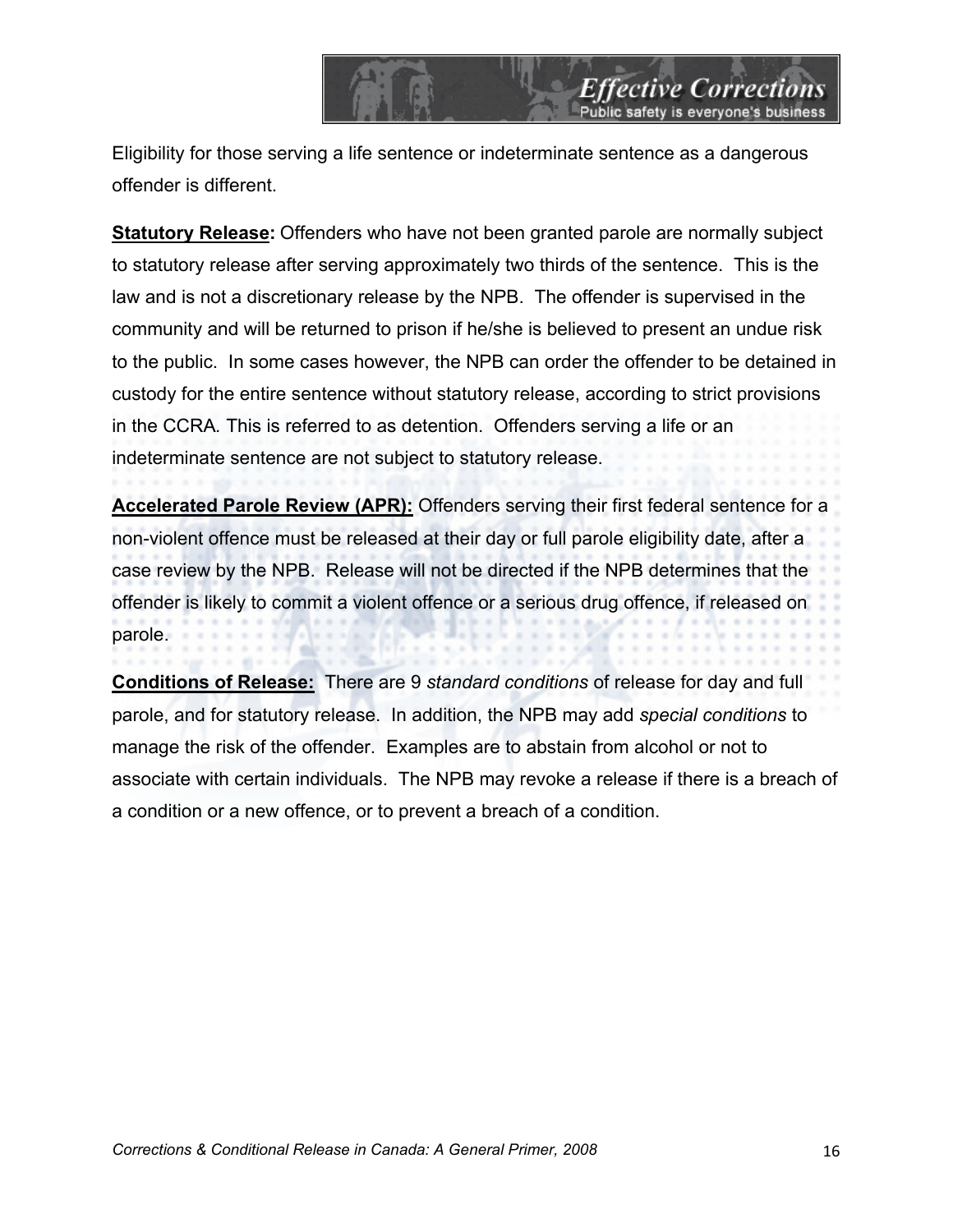Eligibility for those serving a life sentence or indeterminate sentence as a dangerous offender is different.

**Statutory Release:** Offenders who have not been granted parole are normally subject to statutory release after serving approximately two thirds of the sentence. This is the law and is not a discretionary release by the NPB. The offender is supervised in the community and will be returned to prison if he/she is believed to present an undue risk to the public. In some cases however, the NPB can order the offender to be detained in custody for the entire sentence without statutory release, according to strict provisions in the CCRA. This is referred to as detention. Offenders serving a life or an indeterminate sentence are not subject to statutory release.

**Accelerated Parole Review (APR):** Offenders serving their first federal sentence for a non-violent offence must be released at their day or full parole eligibility date, after a case review by the NPB. Release will not be directed if the NPB determines that the offender is likely to commit a violent offence or a serious drug offence, if released on parole.

**Conditions of Release:** There are 9 *standard conditions* of release for day and full parole, and for statutory release. In addition, the NPB may add *special conditions* to manage the risk of the offender. Examples are to abstain from alcohol or not to associate with certain individuals. The NPB may revoke a release if there is a breach of a condition or a new offence, or to prevent a breach of a condition.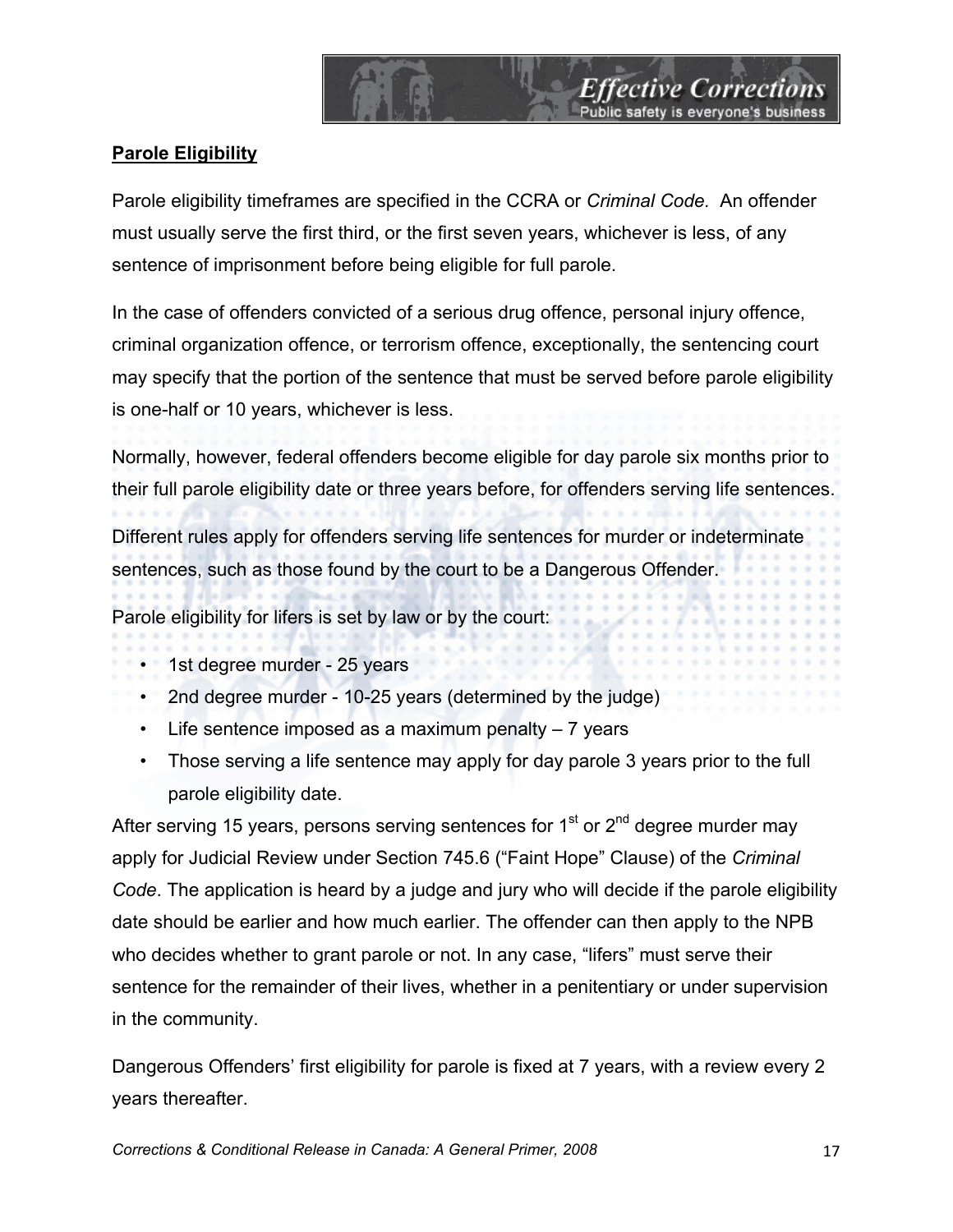**Parole Eligibility**

Parole eligibility timeframes are specified in the CCRA or *Criminal Code.* An offender must usually serve the first third, or the first seven years, whichever is less, of any sentence of imprisonment before being eligible for full parole.

In the case of offenders convicted of a serious drug offence, personal injury offence, criminal organization offence, or terrorism offence, exceptionally, the sentencing court may specify that the portion of the sentence that must be served before parole eligibility is one-half or 10 years, whichever is less.

Normally, however, federal offenders become eligible for day parole six months prior to their full parole eligibility date or three years before, for offenders serving life sentences.

Different rules apply for offenders serving life sentences for murder or indeterminate sentences, such as those found by the court to be a Dangerous Offender.

Parole eligibility for lifers is set by law or by the court:

- 1st degree murder - 25 years
- 2nd degree murder - 10-25 years (determined by the judge)
- Life sentence imposed as a maximum penalty – 7 years
- Those serving a life sentence may apply for day parole 3 years prior to the full parole eligibility date.

After serving 15 years, persons serving sentences for 1st or 2nd degree murder may apply for Judicial Review under Section 745.6 ("Faint Hope" Clause) of the *Criminal Code*. The application is heard by a judge and jury who will decide if the parole eligibility date should be earlier and how much earlier. The offender can then apply to the NPB who decides whether to grant parole or not. In any case, "lifers" must serve their sentence for the remainder of their lives, whether in a penitentiary or under supervision in the community.

Dangerous Offenders' first eligibility for parole is fixed at 7 years, with a review every 2 years thereafter.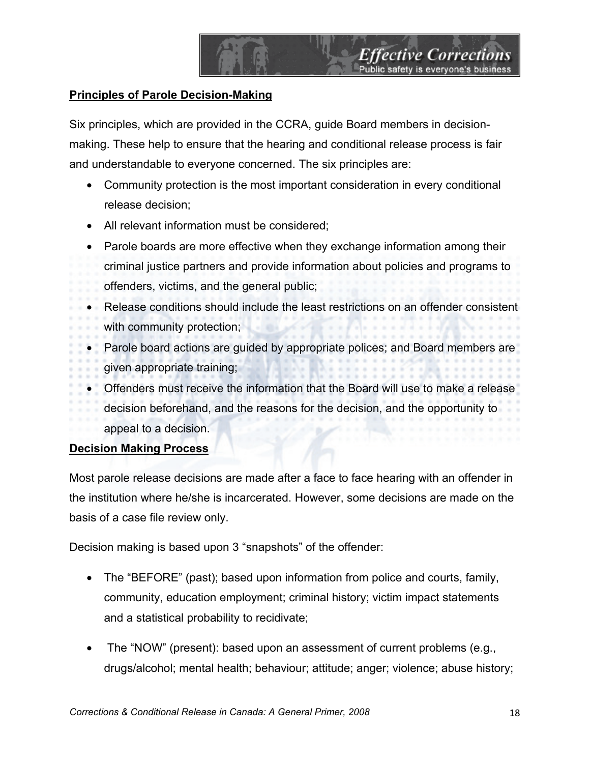**Principles of Parole Decision-Making**

Six principles, which are provided in the CCRA, guide Board members in decision-making. These help to ensure that the hearing and conditional release process is fair and understandable to everyone concerned. The six principles are:

- Community protection is the most important consideration in every conditional release decision;
- All relevant information must be considered;
- Parole boards are more effective when they exchange information among their criminal justice partners and provide information about policies and programs to offenders, victims, and the general public;
- Release conditions should include the least restrictions on an offender consistent with community protection;
- Parole board actions are guided by appropriate polices; and Board members are given appropriate training;
- Offenders must receive the information that the Board will use to make a release decision beforehand, and the reasons for the decision, and the opportunity to appeal to a decision.

**Decision Making Process**

Most parole release decisions are made after a face to face hearing with an offender in the institution where he/she is incarcerated. However, some decisions are made on the basis of a case file review only.

Decision making is based upon 3 "snapshots" of the offender:

- The "BEFORE" (past); based upon information from police and courts, family, community, education employment; criminal history; victim impact statements and a statistical probability to recidivate;
- The "NOW" (present): based upon an assessment of current problems (e.g., drugs/alcohol; mental health; behaviour; attitude; anger; violence; abuse history;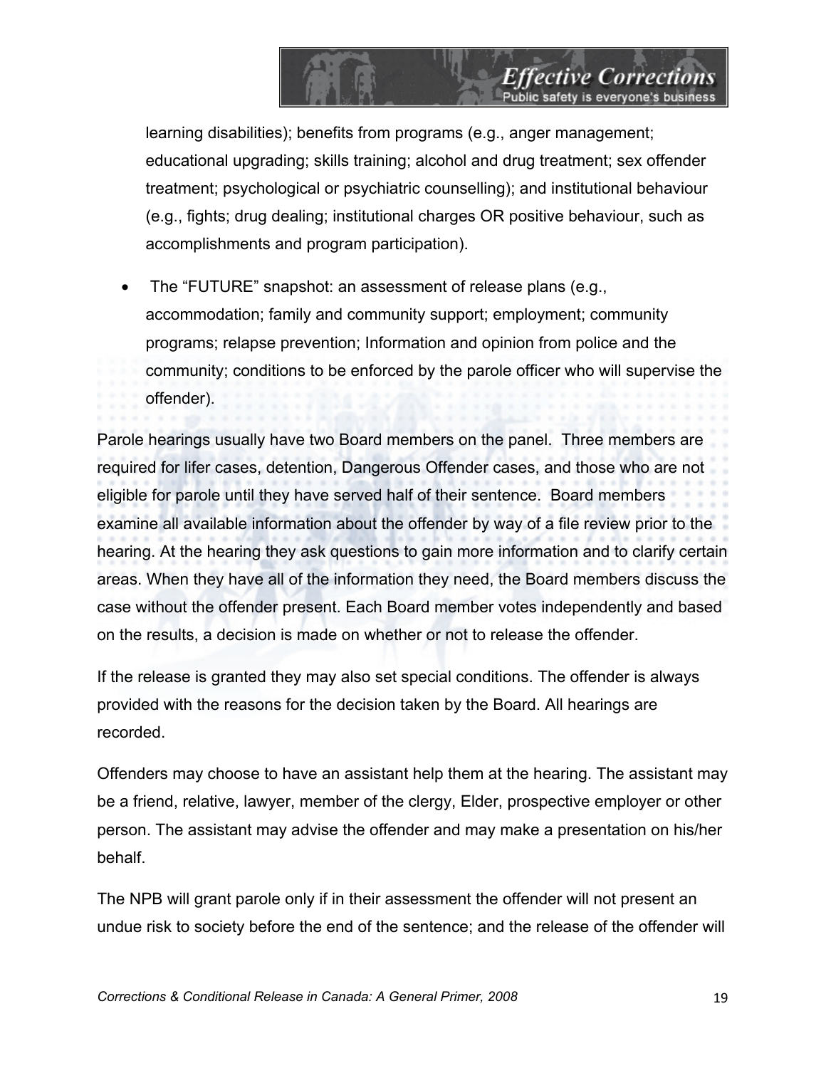learning disabilities); benefits from programs (e.g., anger management; educational upgrading; skills training; alcohol and drug treatment; sex offender treatment; psychological or psychiatric counselling); and institutional behaviour (e.g., fights; drug dealing; institutional charges OR positive behaviour, such as accomplishments and program participation).

- The "FUTURE" snapshot: an assessment of release plans (e.g., accommodation; family and community support; employment; community programs; relapse prevention; Information and opinion from police and the community; conditions to be enforced by the parole officer who will supervise the offender).

Parole hearings usually have two Board members on the panel. Three members are required for lifer cases, detention, Dangerous Offender cases, and those who are not eligible for parole until they have served half of their sentence. Board members examine all available information about the offender by way of a file review prior to the hearing. At the hearing they ask questions to gain more information and to clarify certain areas. When they have all of the information they need, the Board members discuss the case without the offender present. Each Board member votes independently and based on the results, a decision is made on whether or not to release the offender.

If the release is granted they may also set special conditions. The offender is always provided with the reasons for the decision taken by the Board. All hearings are recorded.

Offenders may choose to have an assistant help them at the hearing. The assistant may be a friend, relative, lawyer, member of the clergy, Elder, prospective employer or other person. The assistant may advise the offender and may make a presentation on his/her behalf.

The NPB will grant parole only if in their assessment the offender will not present an undue risk to society before the end of the sentence; and the release of the offender will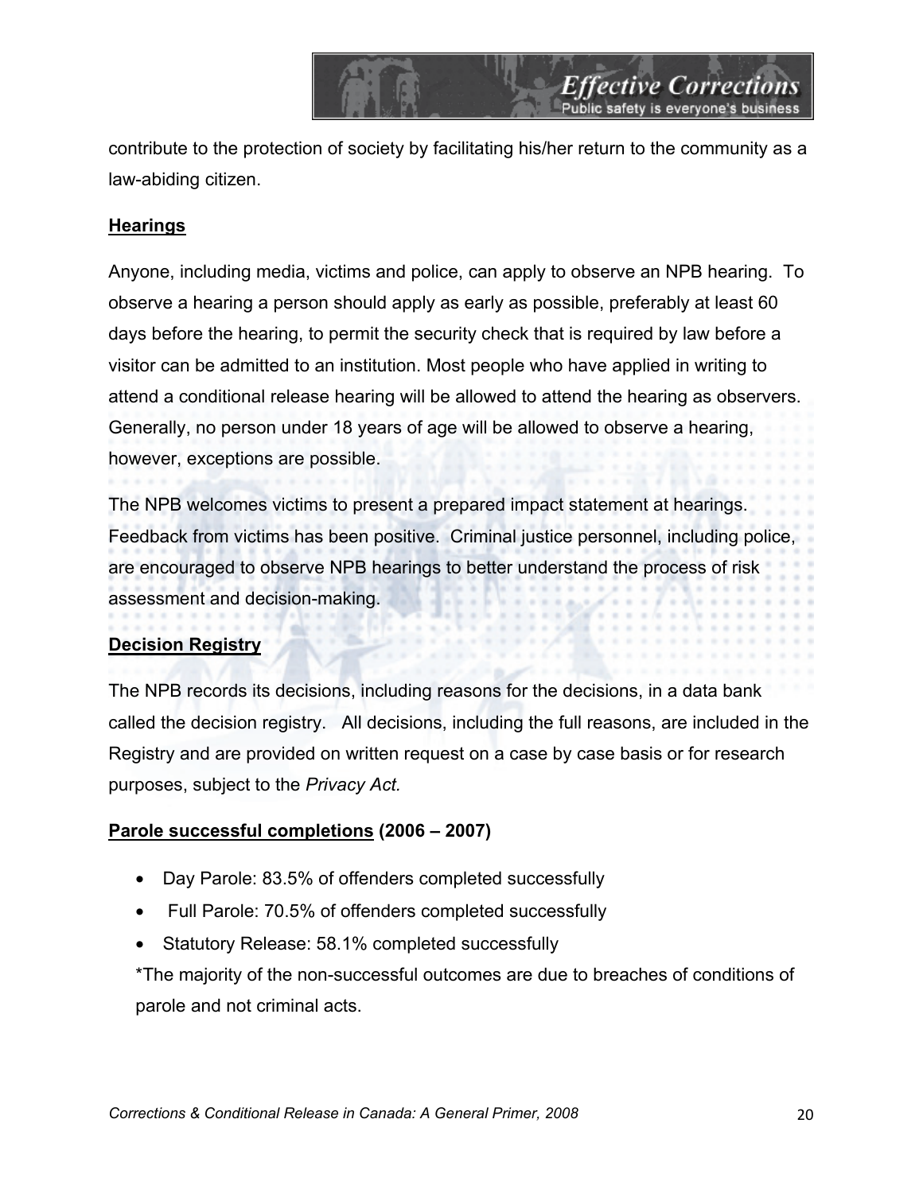contribute to the protection of society by facilitating his/her return to the community as a law-abiding citizen.

## Hearings

Anyone, including media, victims and police, can apply to observe an NPB hearing. To observe a hearing a person should apply as early as possible, preferably at least 60 days before the hearing, to permit the security check that is required by law before a visitor can be admitted to an institution. Most people who have applied in writing to attend a conditional release hearing will be allowed to attend the hearing as observers. Generally, no person under 18 years of age will be allowed to observe a hearing, however, exceptions are possible.

The NPB welcomes victims to present a prepared impact statement at hearings. Feedback from victims has been positive. Criminal justice personnel, including police, are encouraged to observe NPB hearings to better understand the process of risk assessment and decision-making.

## Decision Registry

The NPB records its decisions, including reasons for the decisions, in a data bank called the decision registry. All decisions, including the full reasons, are included in the Registry and are provided on written request on a case by case basis or for research purposes, subject to the *Privacy Act*.

## Parole successful completions (2006 – 2007)

- Day Parole: 83.5% of offenders completed successfully
- Full Parole: 70.5% of offenders completed successfully
- Statutory Release: 58.1% completed successfully

*The majority of the non-successful outcomes are due to breaches of conditions of parole and not criminal acts.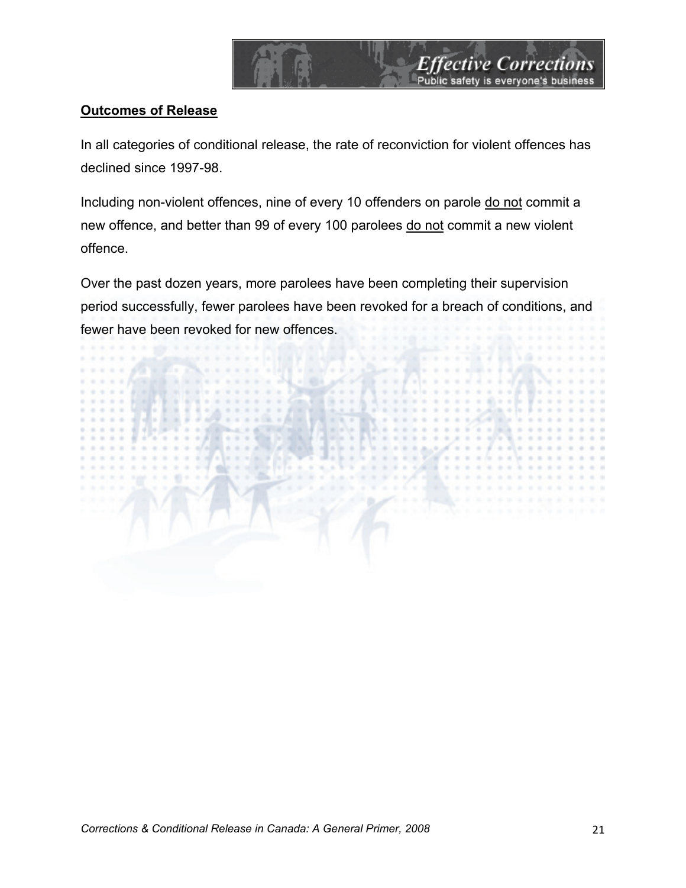## Outcomes of Release

In all categories of conditional release, the rate of reconviction for violent offences has declined since 1997-98.

Including non-violent offences, nine of every 10 offenders on parole do not commit a new offence, and better than 99 of every 100 parolees do not commit a new violent offence.

Over the past dozen years, more parolees have been completing their supervision period successfully, fewer parolees have been revoked for a breach of conditions, and fewer have been revoked for new offences.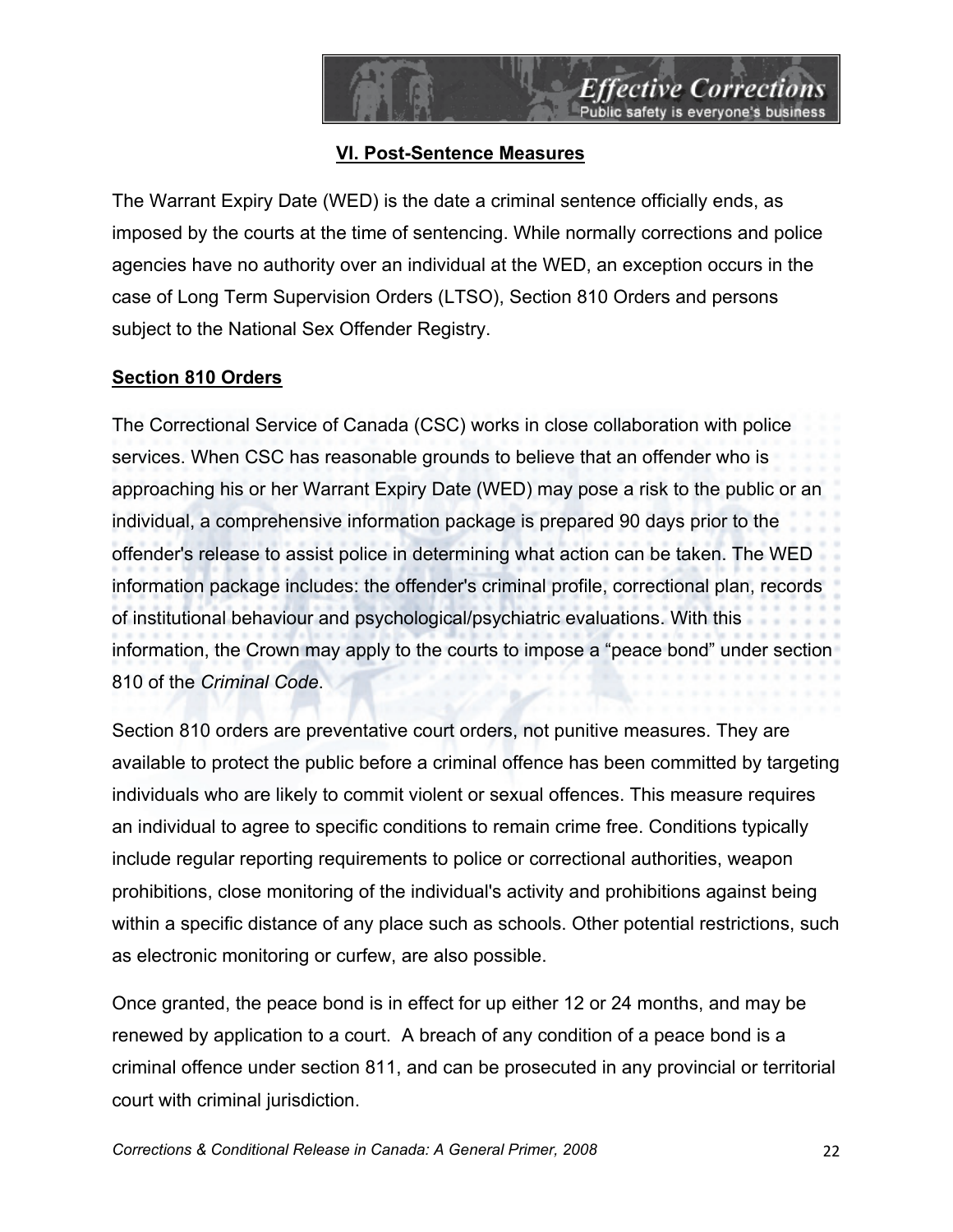## VI. Post-Sentence Measures

The Warrant Expiry Date (WED) is the date a criminal sentence officially ends, as imposed by the courts at the time of sentencing. While normally corrections and police agencies have no authority over an individual at the WED, an exception occurs in the case of Long Term Supervision Orders (LTSO), Section 810 Orders and persons subject to the National Sex Offender Registry.

### Section 810 Orders

The Correctional Service of Canada (CSC) works in close collaboration with police services. When CSC has reasonable grounds to believe that an offender who is approaching his or her Warrant Expiry Date (WED) may pose a risk to the public or an individual, a comprehensive information package is prepared 90 days prior to the offender's release to assist police in determining what action can be taken. The WED information package includes: the offender's criminal profile, correctional plan, records of institutional behaviour and psychological/psychiatric evaluations. With this information, the Crown may apply to the courts to impose a "peace bond" under section 810 of the *Criminal Code*.

Section 810 orders are preventative court orders, not punitive measures. They are available to protect the public before a criminal offence has been committed by targeting individuals who are likely to commit violent or sexual offences. This measure requires an individual to agree to specific conditions to remain crime free. Conditions typically include regular reporting requirements to police or correctional authorities, weapon prohibitions, close monitoring of the individual's activity and prohibitions against being within a specific distance of any place such as schools. Other potential restrictions, such as electronic monitoring or curfew, are also possible.

Once granted, the peace bond is in effect for up either 12 or 24 months, and may be renewed by application to a court. A breach of any condition of a peace bond is a criminal offence under section 811, and can be prosecuted in any provincial or territorial court with criminal jurisdiction.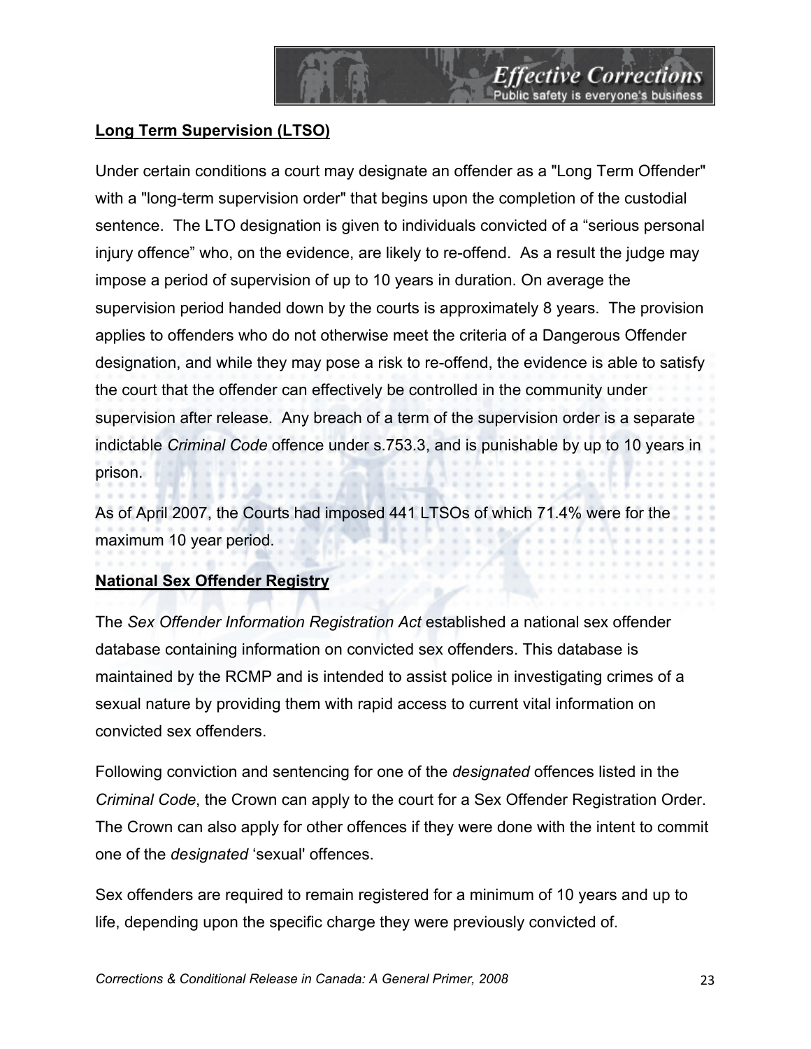## Long Term Supervision (LTSO)

Under certain conditions a court may designate an offender as a "Long Term Offender" with a "long-term supervision order" that begins upon the completion of the custodial sentence. The LTO designation is given to individuals convicted of a “serious personal injury offence” who, on the evidence, are likely to re-offend. As a result the judge may impose a period of supervision of up to 10 years in duration. On average the supervision period handed down by the courts is approximately 8 years. The provision applies to offenders who do not otherwise meet the criteria of a Dangerous Offender designation, and while they may pose a risk to re-offend, the evidence is able to satisfy the court that the offender can effectively be controlled in the community under supervision after release. Any breach of a term of the supervision order is a separate indictable *Criminal Code* offence under s.753.3, and is punishable by up to 10 years in prison.

As of April 2007, the Courts had imposed 441 LTSOs of which 71.4% were for the maximum 10 year period.

## National Sex Offender Registry

The *Sex Offender Information Registration Act* established a national sex offender database containing information on convicted sex offenders. This database is maintained by the RCMP and is intended to assist police in investigating crimes of a sexual nature by providing them with rapid access to current vital information on convicted sex offenders.

Following conviction and sentencing for one of the *designated* offences listed in the *Criminal Code*, the Crown can apply to the court for a Sex Offender Registration Order. The Crown can also apply for other offences if they were done with the intent to commit one of the *designated* ‘sexual' offences.

Sex offenders are required to remain registered for a minimum of 10 years and up to life, depending upon the specific charge they were previously convicted of.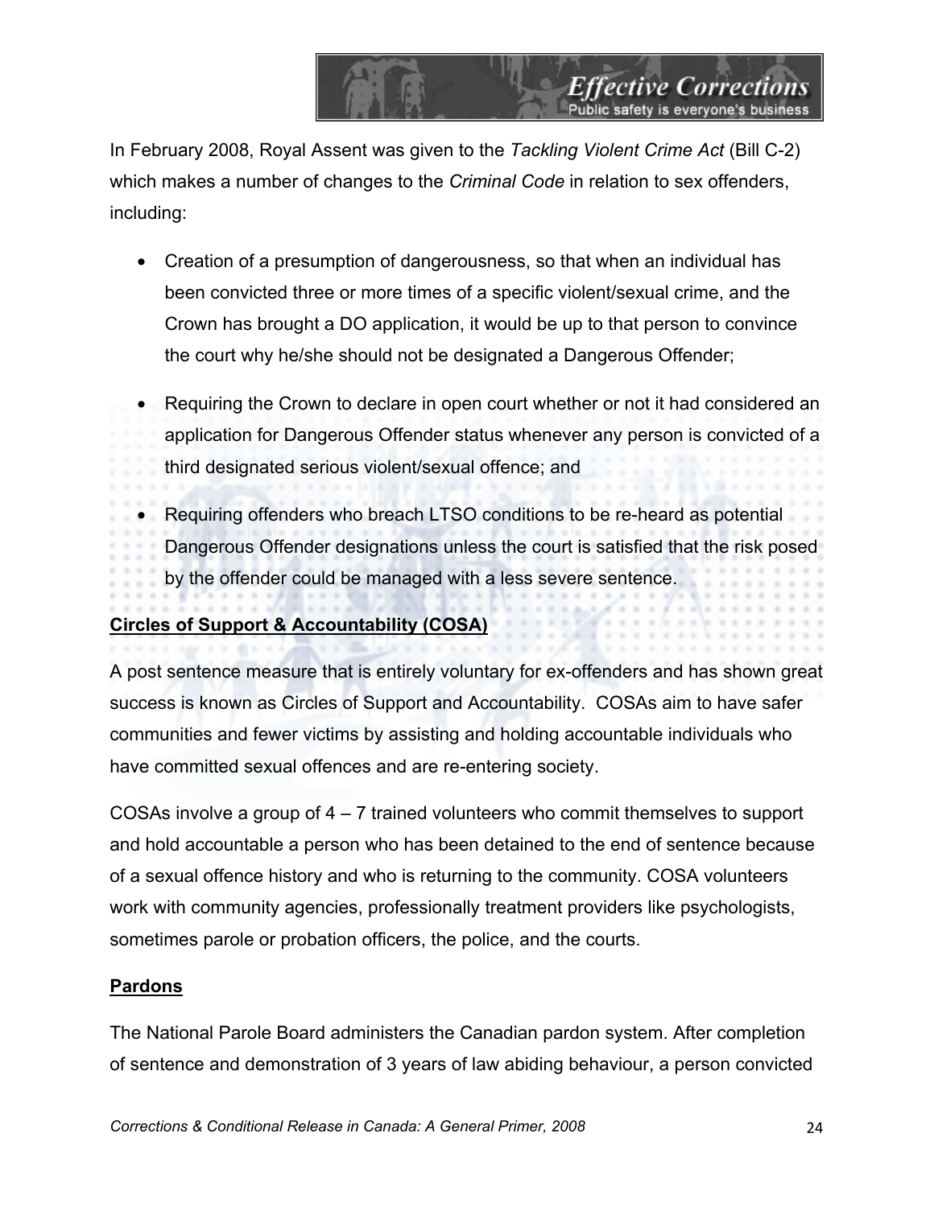In February 2008, Royal Assent was given to the *Tackling Violent Crime Act* (Bill C-2) which makes a number of changes to the *Criminal Code* in relation to sex offenders, including:

- Creation of a presumption of dangerousness, so that when an individual has been convicted three or more times of a specific violent/sexual crime, and the Crown has brought a DO application, it would be up to that person to convince the court why he/she should not be designated a Dangerous Offender;
- Requiring the Crown to declare in open court whether or not it had considered an application for Dangerous Offender status whenever any person is convicted of a third designated serious violent/sexual offence; and
- Requiring offenders who breach LTSO conditions to be re-heard as potential Dangerous Offender designations unless the court is satisfied that the risk posed by the offender could be managed with a less severe sentence.

**Circles of Support & Accountability (COSA)**

A post sentence measure that is entirely voluntary for ex-offenders and has shown great success is known as Circles of Support and Accountability. COSAs aim to have safer communities and fewer victims by assisting and holding accountable individuals who have committed sexual offences and are re-entering society.

COSAs involve a group of 4 – 7 trained volunteers who commit themselves to support and hold accountable a person who has been detained to the end of sentence because of a sexual offence history and who is returning to the community. COSA volunteers work with community agencies, professionally treatment providers like psychologists, sometimes parole or probation officers, the police, and the courts.

**Pardons**

The National Parole Board administers the Canadian pardon system. After completion of sentence and demonstration of 3 years of law abiding behaviour, a person convicted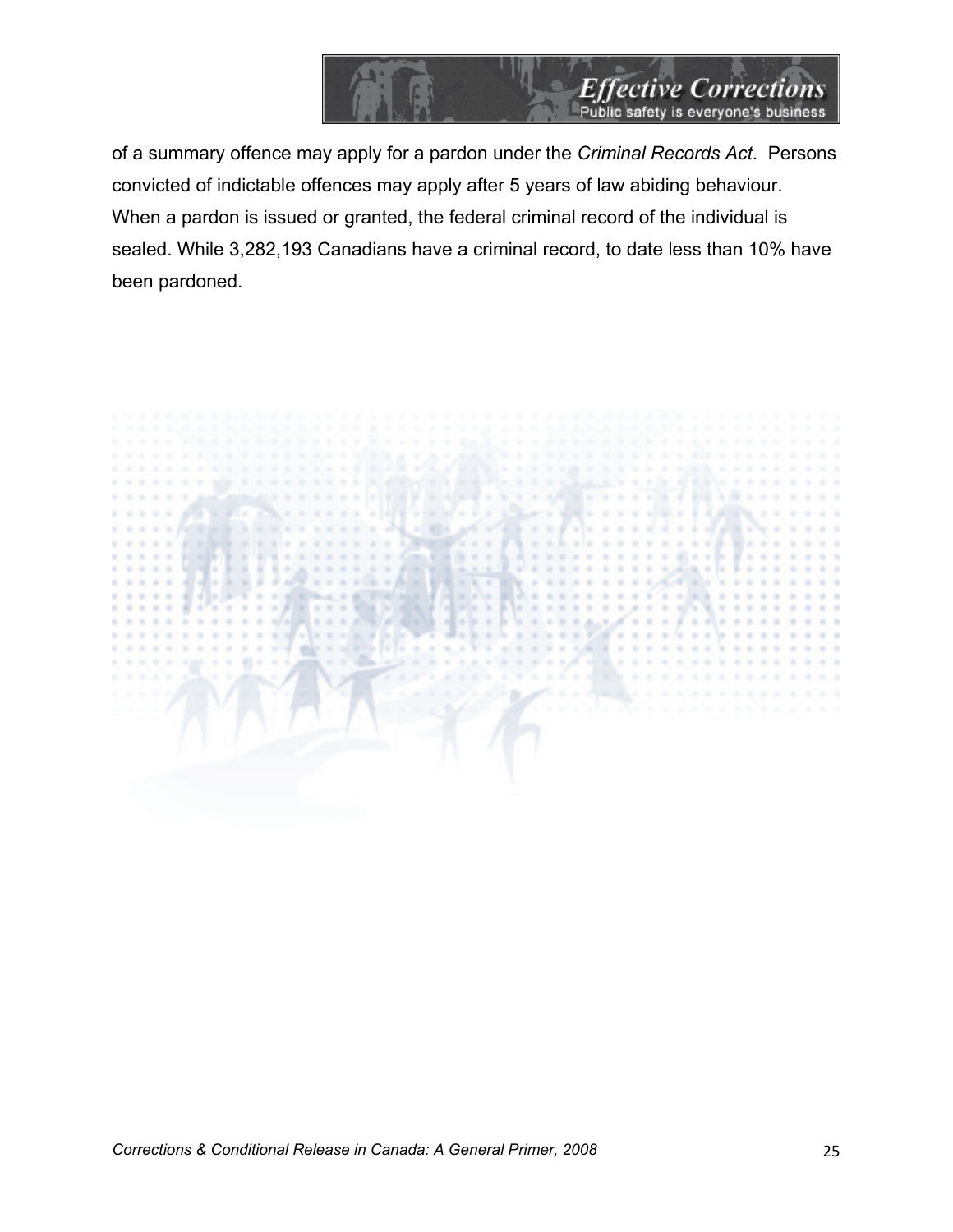of a summary offence may apply for a pardon under the *Criminal Records Act*. Persons convicted of indictable offences may apply after 5 years of law abiding behaviour. When a pardon is issued or granted, the federal criminal record of the individual is sealed. While 3,282,193 Canadians have a criminal record, to date less than 10% have been pardoned.